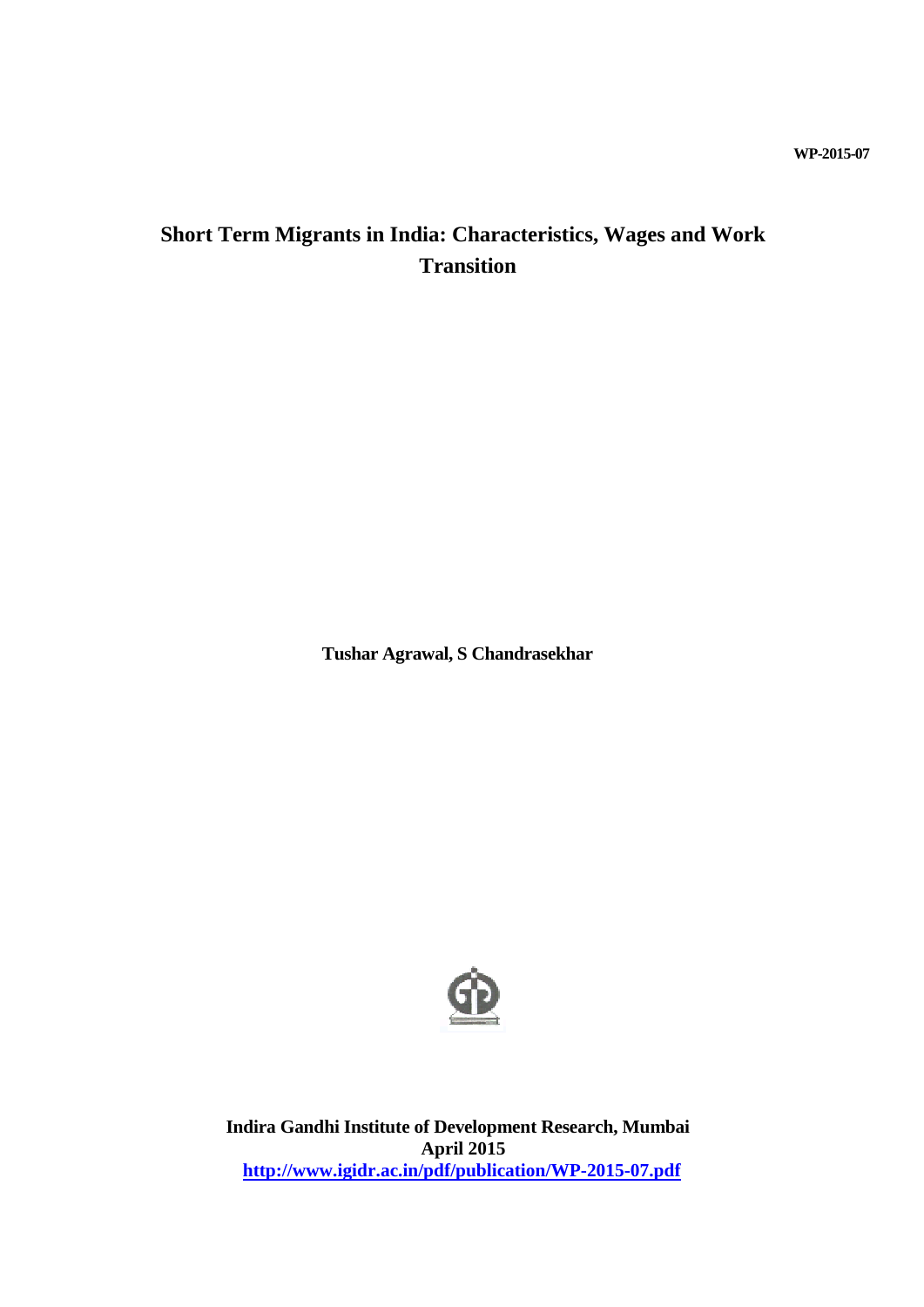WP-2015-07

# Short Term Migrants in India: Characteristics, Wages and Work Transition

**Tushar Agrawal, S Chandrasekhar**

**Indira Gandhi Institute of Development Research, Mumbai**
**April 2015**
**http://www.igidr.ac.in/pdf/publication/WP-2015-07.pdf**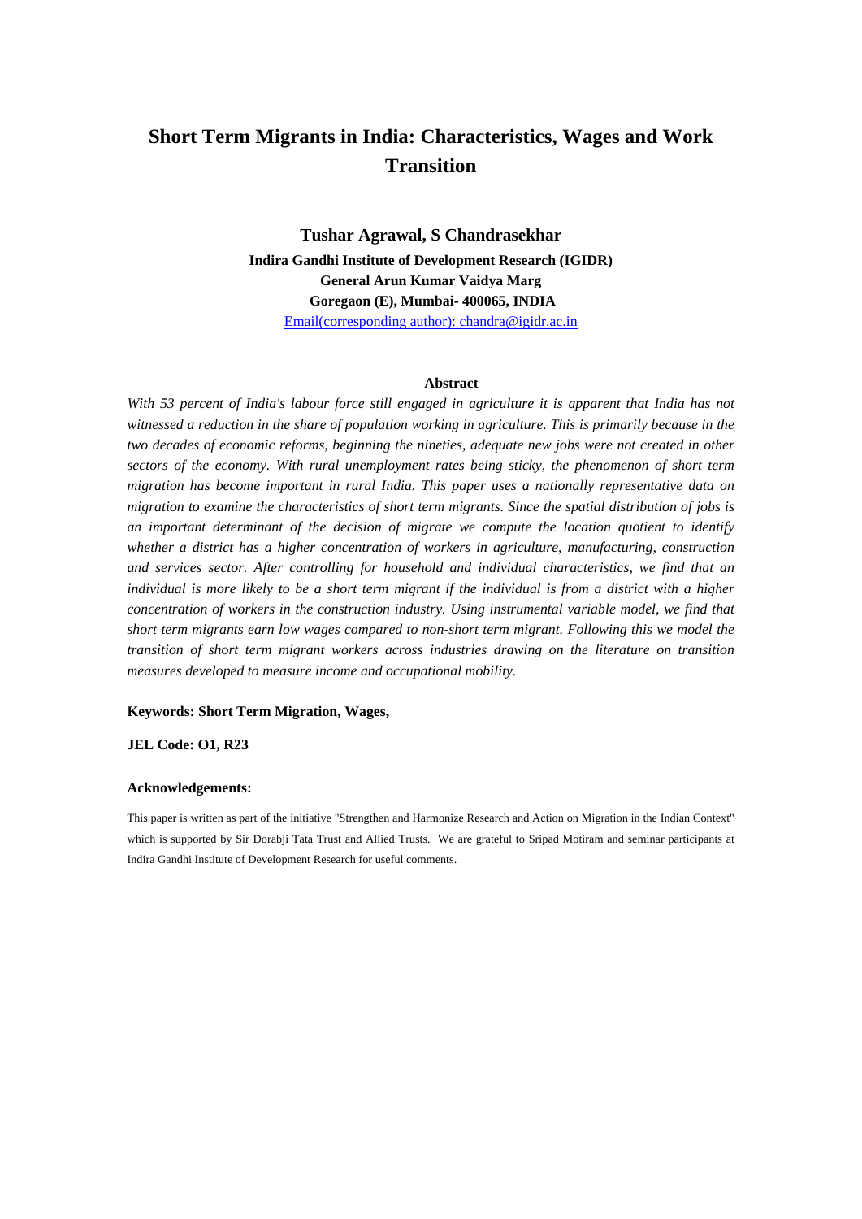# Short Term Migrants in India: Characteristics, Wages and Work Transition

**Tushar Agrawal, S Chandrasekhar**

**Indira Gandhi Institute of Development Research (IGIDR)**
**General Arun Kumar Vaidya Marg**
**Goregaon (E), Mumbai- 400065, INDIA**
Email(corresponding author): chandra@igidr.ac.in

**Abstract**

*With 53 percent of India's labour force still engaged in agriculture it is apparent that India has not witnessed a reduction in the share of population working in agriculture. This is primarily because in the two decades of economic reforms, beginning the nineties, adequate new jobs were not created in other sectors of the economy. With rural unemployment rates being sticky, the phenomenon of short term migration has become important in rural India. This paper uses a nationally representative data on migration to examine the characteristics of short term migrants. Since the spatial distribution of jobs is an important determinant of the decision of migrate we compute the location quotient to identify whether a district has a higher concentration of workers in agriculture, manufacturing, construction and services sector. After controlling for household and individual characteristics, we find that an individual is more likely to be a short term migrant if the individual is from a district with a higher concentration of workers in the construction industry. Using instrumental variable model, we find that short term migrants earn low wages compared to non-short term migrant. Following this we model the transition of short term migrant workers across industries drawing on the literature on transition measures developed to measure income and occupational mobility.*

**Keywords: Short Term Migration, Wages,**

**JEL Code: O1, R23**

**Acknowledgements:**

This paper is written as part of the initiative "Strengthen and Harmonize Research and Action on Migration in the Indian Context" which is supported by Sir Dorabji Tata Trust and Allied Trusts. We are grateful to Sripad Motiram and seminar participants at Indira Gandhi Institute of Development Research for useful comments.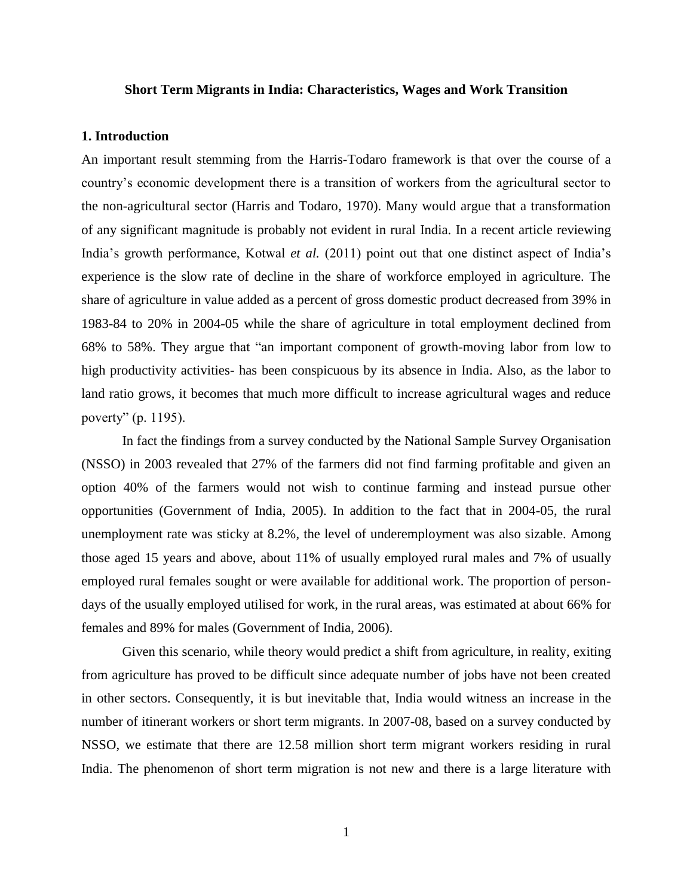**Short Term Migrants in India: Characteristics, Wages and Work Transition**

## 1. Introduction

An important result stemming from the Harris-Todaro framework is that over the course of a country's economic development there is a transition of workers from the agricultural sector to the non-agricultural sector (Harris and Todaro, 1970). Many would argue that a transformation of any significant magnitude is probably not evident in rural India. In a recent article reviewing India's growth performance, Kotwal *et al.* (2011) point out that one distinct aspect of India's experience is the slow rate of decline in the share of workforce employed in agriculture. The share of agriculture in value added as a percent of gross domestic product decreased from 39% in 1983-84 to 20% in 2004-05 while the share of agriculture in total employment declined from 68% to 58%. They argue that "an important component of growth-moving labor from low to high productivity activities- has been conspicuous by its absence in India. Also, as the labor to land ratio grows, it becomes that much more difficult to increase agricultural wages and reduce poverty" (p. 1195).

In fact the findings from a survey conducted by the National Sample Survey Organisation (NSSO) in 2003 revealed that 27% of the farmers did not find farming profitable and given an option 40% of the farmers would not wish to continue farming and instead pursue other opportunities (Government of India, 2005). In addition to the fact that in 2004-05, the rural unemployment rate was sticky at 8.2%, the level of underemployment was also sizable. Among those aged 15 years and above, about 11% of usually employed rural males and 7% of usually employed rural females sought or were available for additional work. The proportion of person-days of the usually employed utilised for work, in the rural areas, was estimated at about 66% for females and 89% for males (Government of India, 2006).

Given this scenario, while theory would predict a shift from agriculture, in reality, exiting from agriculture has proved to be difficult since adequate number of jobs have not been created in other sectors. Consequently, it is but inevitable that, India would witness an increase in the number of itinerant workers or short term migrants. In 2007-08, based on a survey conducted by NSSO, we estimate that there are 12.58 million short term migrant workers residing in rural India. The phenomenon of short term migration is not new and there is a large literature with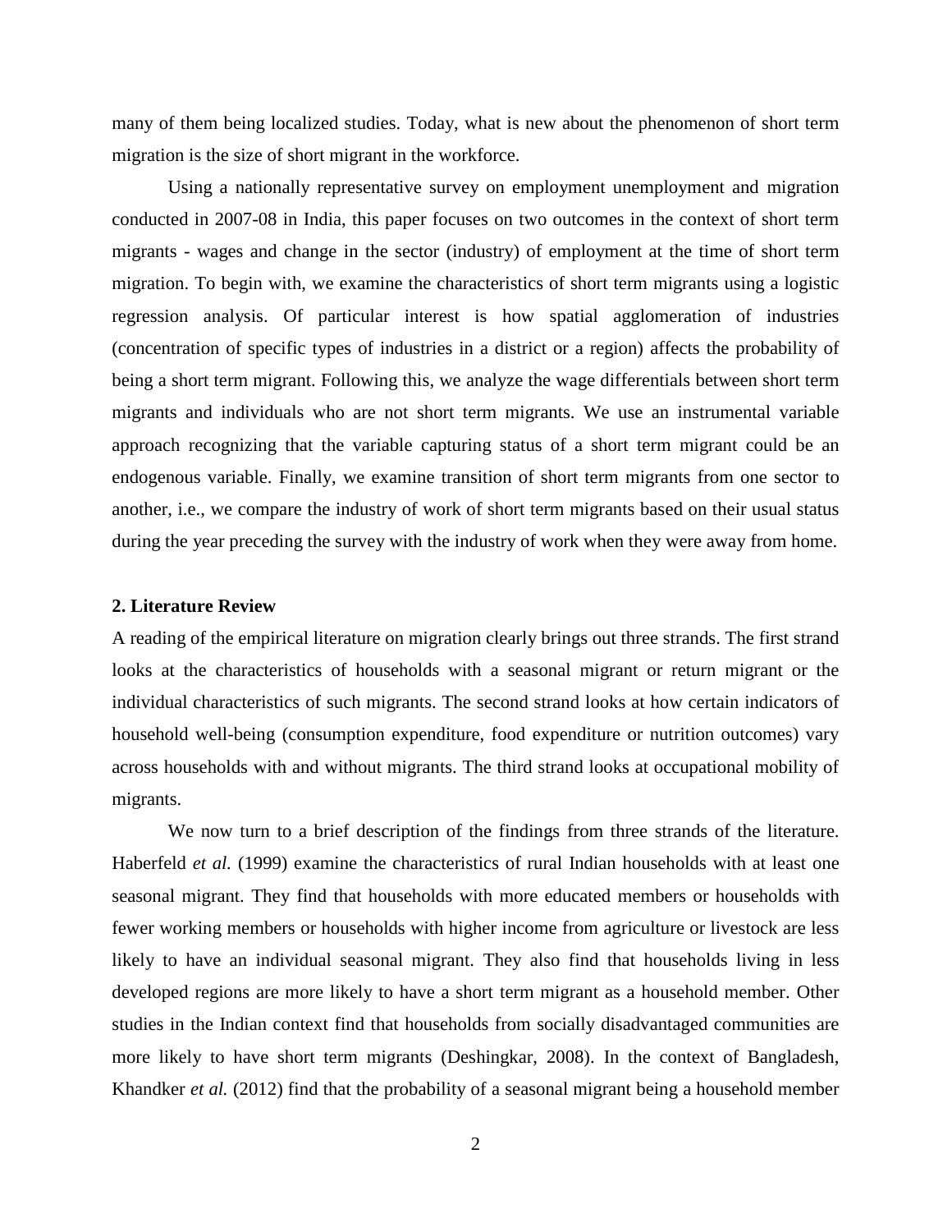many of them being localized studies. Today, what is new about the phenomenon of short term migration is the size of short migrant in the workforce.

Using a nationally representative survey on employment unemployment and migration conducted in 2007-08 in India, this paper focuses on two outcomes in the context of short term migrants - wages and change in the sector (industry) of employment at the time of short term migration. To begin with, we examine the characteristics of short term migrants using a logistic regression analysis. Of particular interest is how spatial agglomeration of industries (concentration of specific types of industries in a district or a region) affects the probability of being a short term migrant. Following this, we analyze the wage differentials between short term migrants and individuals who are not short term migrants. We use an instrumental variable approach recognizing that the variable capturing status of a short term migrant could be an endogenous variable. Finally, we examine transition of short term migrants from one sector to another, i.e., we compare the industry of work of short term migrants based on their usual status during the year preceding the survey with the industry of work when they were away from home.

## 2. Literature Review

A reading of the empirical literature on migration clearly brings out three strands. The first strand looks at the characteristics of households with a seasonal migrant or return migrant or the individual characteristics of such migrants. The second strand looks at how certain indicators of household well-being (consumption expenditure, food expenditure or nutrition outcomes) vary across households with and without migrants. The third strand looks at occupational mobility of migrants.

We now turn to a brief description of the findings from three strands of the literature. Haberfeld *et al.* (1999) examine the characteristics of rural Indian households with at least one seasonal migrant. They find that households with more educated members or households with fewer working members or households with higher income from agriculture or livestock are less likely to have an individual seasonal migrant. They also find that households living in less developed regions are more likely to have a short term migrant as a household member. Other studies in the Indian context find that households from socially disadvantaged communities are more likely to have short term migrants (Deshingkar, 2008). In the context of Bangladesh, Khandker *et al.* (2012) find that the probability of a seasonal migrant being a household member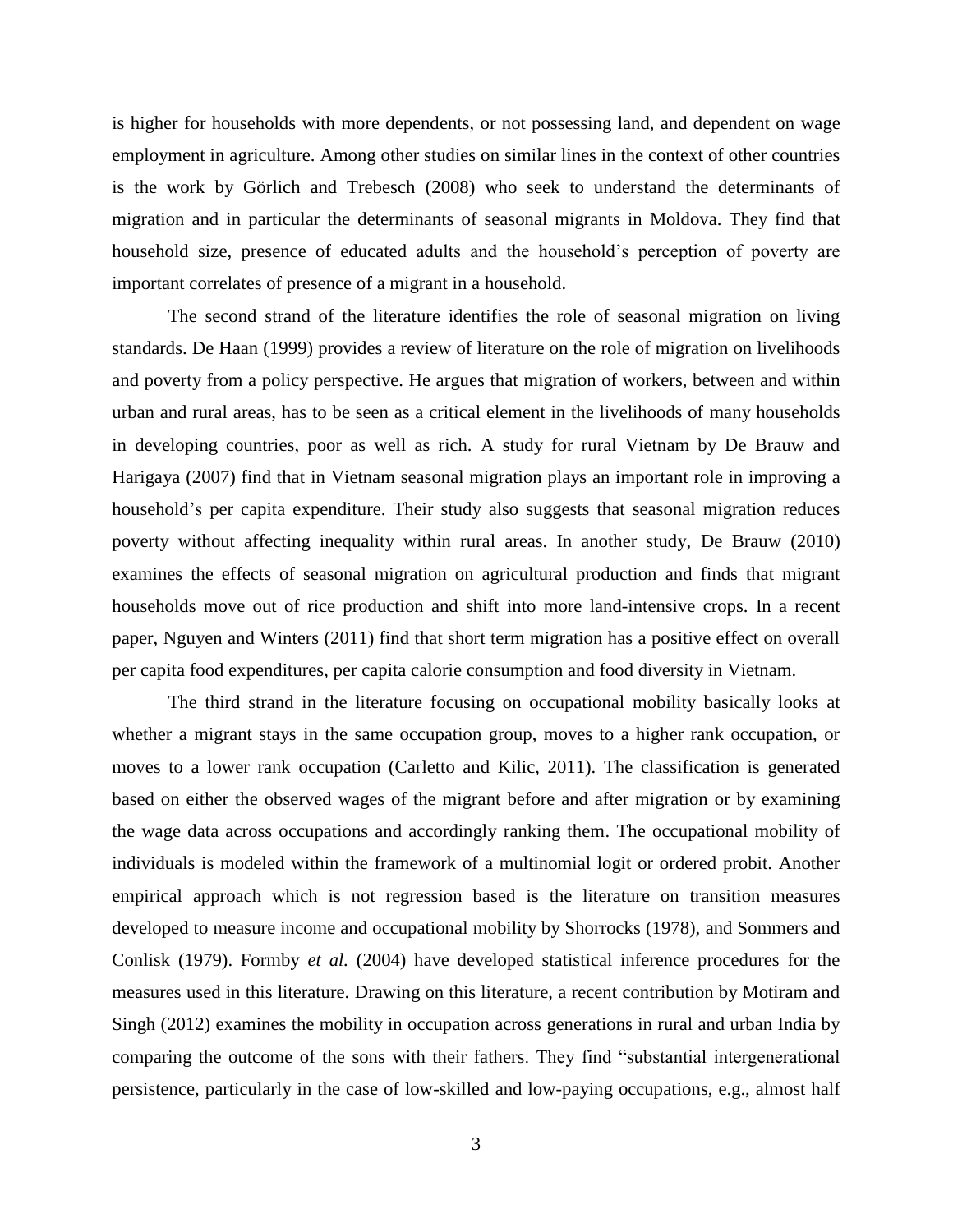is higher for households with more dependents, or not possessing land, and dependent on wage employment in agriculture. Among other studies on similar lines in the context of other countries is the work by Görlich and Trebesch (2008) who seek to understand the determinants of migration and in particular the determinants of seasonal migrants in Moldova. They find that household size, presence of educated adults and the household's perception of poverty are important correlates of presence of a migrant in a household.

The second strand of the literature identifies the role of seasonal migration on living standards. De Haan (1999) provides a review of literature on the role of migration on livelihoods and poverty from a policy perspective. He argues that migration of workers, between and within urban and rural areas, has to be seen as a critical element in the livelihoods of many households in developing countries, poor as well as rich. A study for rural Vietnam by De Brauw and Harigaya (2007) find that in Vietnam seasonal migration plays an important role in improving a household's per capita expenditure. Their study also suggests that seasonal migration reduces poverty without affecting inequality within rural areas. In another study, De Brauw (2010) examines the effects of seasonal migration on agricultural production and finds that migrant households move out of rice production and shift into more land-intensive crops. In a recent paper, Nguyen and Winters (2011) find that short term migration has a positive effect on overall per capita food expenditures, per capita calorie consumption and food diversity in Vietnam.

The third strand in the literature focusing on occupational mobility basically looks at whether a migrant stays in the same occupation group, moves to a higher rank occupation, or moves to a lower rank occupation (Carletto and Kilic, 2011). The classification is generated based on either the observed wages of the migrant before and after migration or by examining the wage data across occupations and accordingly ranking them. The occupational mobility of individuals is modeled within the framework of a multinomial logit or ordered probit. Another empirical approach which is not regression based is the literature on transition measures developed to measure income and occupational mobility by Shorrocks (1978), and Sommers and Conlisk (1979). Formby *et al.* (2004) have developed statistical inference procedures for the measures used in this literature. Drawing on this literature, a recent contribution by Motiram and Singh (2012) examines the mobility in occupation across generations in rural and urban India by comparing the outcome of the sons with their fathers. They find "substantial intergenerational persistence, particularly in the case of low-skilled and low-paying occupations, e.g., almost half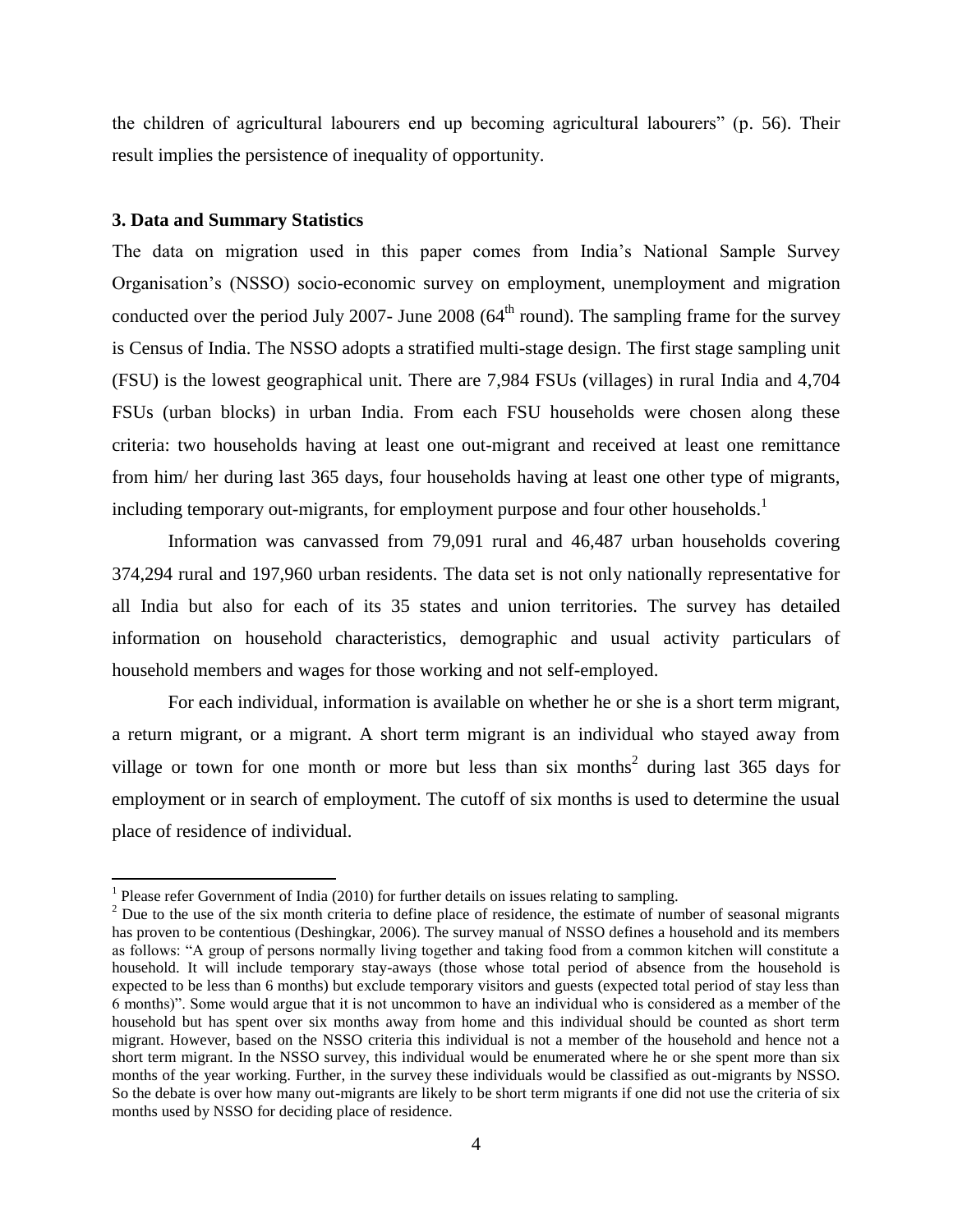the children of agricultural labourers end up becoming agricultural labourers" (p. 56). Their result implies the persistence of inequality of opportunity.

### 3. Data and Summary Statistics

The data on migration used in this paper comes from India's National Sample Survey Organisation's (NSSO) socio-economic survey on employment, unemployment and migration conducted over the period July 2007- June 2008 (64th round). The sampling frame for the survey is Census of India. The NSSO adopts a stratified multi-stage design. The first stage sampling unit (FSU) is the lowest geographical unit. There are 7,984 FSUs (villages) in rural India and 4,704 FSUs (urban blocks) in urban India. From each FSU households were chosen along these criteria: two households having at least one out-migrant and received at least one remittance from him/ her during last 365 days, four households having at least one other type of migrants, including temporary out-migrants, for employment purpose and four other households.[1]

Information was canvassed from 79,091 rural and 46,487 urban households covering 374,294 rural and 197,960 urban residents. The data set is not only nationally representative for all India but also for each of its 35 states and union territories. The survey has detailed information on household characteristics, demographic and usual activity particulars of household members and wages for those working and not self-employed.

For each individual, information is available on whether he or she is a short term migrant, a return migrant, or a migrant. A short term migrant is an individual who stayed away from village or town for one month or more but less than six months[2] during last 365 days for employment or in search of employment. The cutoff of six months is used to determine the usual place of residence of individual.

---

[1] Please refer Government of India (2010) for further details on issues relating to sampling.

[2] Due to the use of the six month criteria to define place of residence, the estimate of number of seasonal migrants has proven to be contentious (Deshingkar, 2006). The survey manual of NSSO defines a household and its members as follows: "A group of persons normally living together and taking food from a common kitchen will constitute a household. It will include temporary stay-aways (those whose total period of absence from the household is expected to be less than 6 months) but exclude temporary visitors and guests (expected total period of stay less than 6 months)". Some would argue that it is not uncommon to have an individual who is considered as a member of the household but has spent over six months away from home and this individual should be counted as short term migrant. However, based on the NSSO criteria this individual is not a member of the household and hence not a short term migrant. In the NSSO survey, this individual would be enumerated where he or she spent more than six months of the year working. Further, in the survey these individuals would be classified as out-migrants by NSSO. So the debate is over how many out-migrants are likely to be short term migrants if one did not use the criteria of six months used by NSSO for deciding place of residence.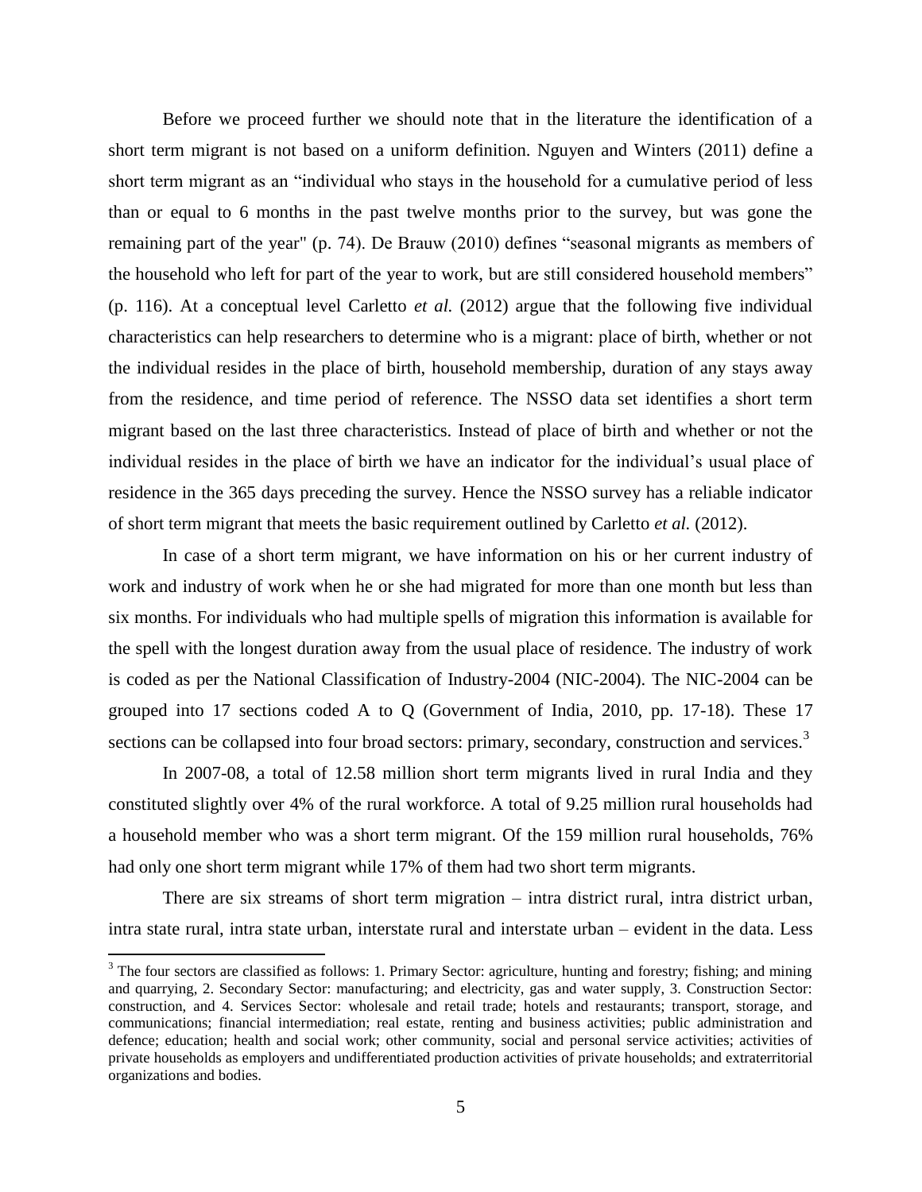Before we proceed further we should note that in the literature the identification of a short term migrant is not based on a uniform definition. Nguyen and Winters (2011) define a short term migrant as an "individual who stays in the household for a cumulative period of less than or equal to 6 months in the past twelve months prior to the survey, but was gone the remaining part of the year" (p. 74). De Brauw (2010) defines "seasonal migrants as members of the household who left for part of the year to work, but are still considered household members" (p. 116). At a conceptual level Carletto *et al.* (2012) argue that the following five individual characteristics can help researchers to determine who is a migrant: place of birth, whether or not the individual resides in the place of birth, household membership, duration of any stays away from the residence, and time period of reference. The NSSO data set identifies a short term migrant based on the last three characteristics. Instead of place of birth and whether or not the individual resides in the place of birth we have an indicator for the individual's usual place of residence in the 365 days preceding the survey. Hence the NSSO survey has a reliable indicator of short term migrant that meets the basic requirement outlined by Carletto *et al.* (2012).

In case of a short term migrant, we have information on his or her current industry of work and industry of work when he or she had migrated for more than one month but less than six months. For individuals who had multiple spells of migration this information is available for the spell with the longest duration away from the usual place of residence. The industry of work is coded as per the National Classification of Industry-2004 (NIC-2004). The NIC-2004 can be grouped into 17 sections coded A to Q (Government of India, 2010, pp. 17-18). These 17 sections can be collapsed into four broad sectors: primary, secondary, construction and services.[3]

In 2007-08, a total of 12.58 million short term migrants lived in rural India and they constituted slightly over 4% of the rural workforce. A total of 9.25 million rural households had a household member who was a short term migrant. Of the 159 million rural households, 76% had only one short term migrant while 17% of them had two short term migrants.

There are six streams of short term migration – intra district rural, intra district urban, intra state rural, intra state urban, interstate rural and interstate urban – evident in the data. Less

[3] The four sectors are classified as follows: 1. Primary Sector: agriculture, hunting and forestry; fishing; and mining and quarrying, 2. Secondary Sector: manufacturing; and electricity, gas and water supply, 3. Construction Sector: construction, and 4. Services Sector: wholesale and retail trade; hotels and restaurants; transport, storage, and communications; financial intermediation; real estate, renting and business activities; public administration and defence; education; health and social work; other community, social and personal service activities; activities of private households as employers and undifferentiated production activities of private households; and extraterritorial organizations and bodies.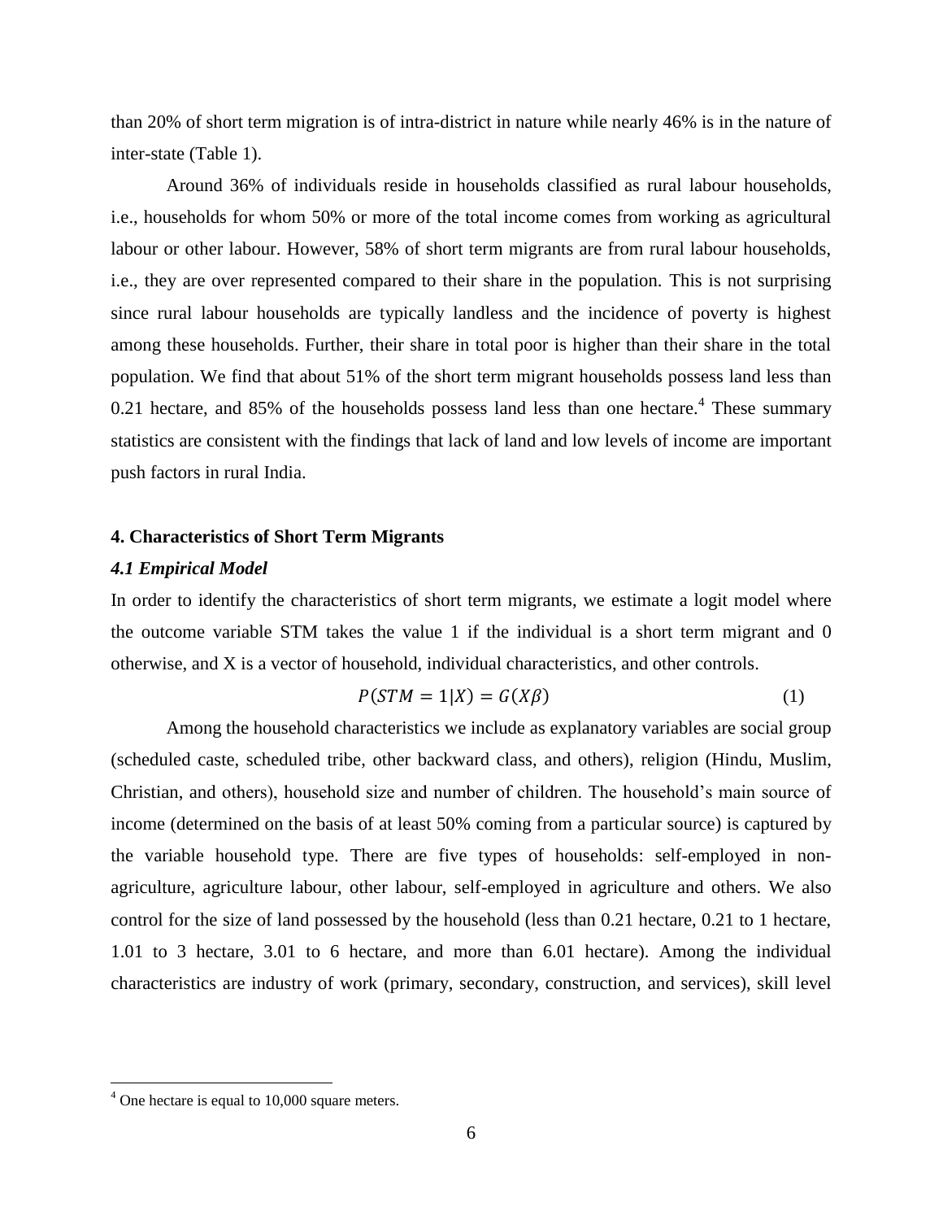than 20% of short term migration is of intra-district in nature while nearly 46% is in the nature of inter-state (Table 1).

Around 36% of individuals reside in households classified as rural labour households, i.e., households for whom 50% or more of the total income comes from working as agricultural labour or other labour. However, 58% of short term migrants are from rural labour households, i.e., they are over represented compared to their share in the population. This is not surprising since rural labour households are typically landless and the incidence of poverty is highest among these households. Further, their share in total poor is higher than their share in the total population. We find that about 51% of the short term migrant households possess land less than 0.21 hectare, and 85% of the households possess land less than one hectare.[4] These summary statistics are consistent with the findings that lack of land and low levels of income are important push factors in rural India.

## 4. Characteristics of Short Term Migrants

### *4.1 Empirical Model*

In order to identify the characteristics of short term migrants, we estimate a logit model where the outcome variable STM takes the value 1 if the individual is a short term migrant and 0 otherwise, and X is a vector of household, individual characteristics, and other controls.

$$P(STM = 1|X) = G(X\beta) \tag{1}$$

Among the household characteristics we include as explanatory variables are social group (scheduled caste, scheduled tribe, other backward class, and others), religion (Hindu, Muslim, Christian, and others), household size and number of children. The household's main source of income (determined on the basis of at least 50% coming from a particular source) is captured by the variable household type. There are five types of households: self-employed in non-agriculture, agriculture labour, other labour, self-employed in agriculture and others. We also control for the size of land possessed by the household (less than 0.21 hectare, 0.21 to 1 hectare, 1.01 to 3 hectare, 3.01 to 6 hectare, and more than 6.01 hectare). Among the individual characteristics are industry of work (primary, secondary, construction, and services), skill level

[4] One hectare is equal to 10,000 square meters.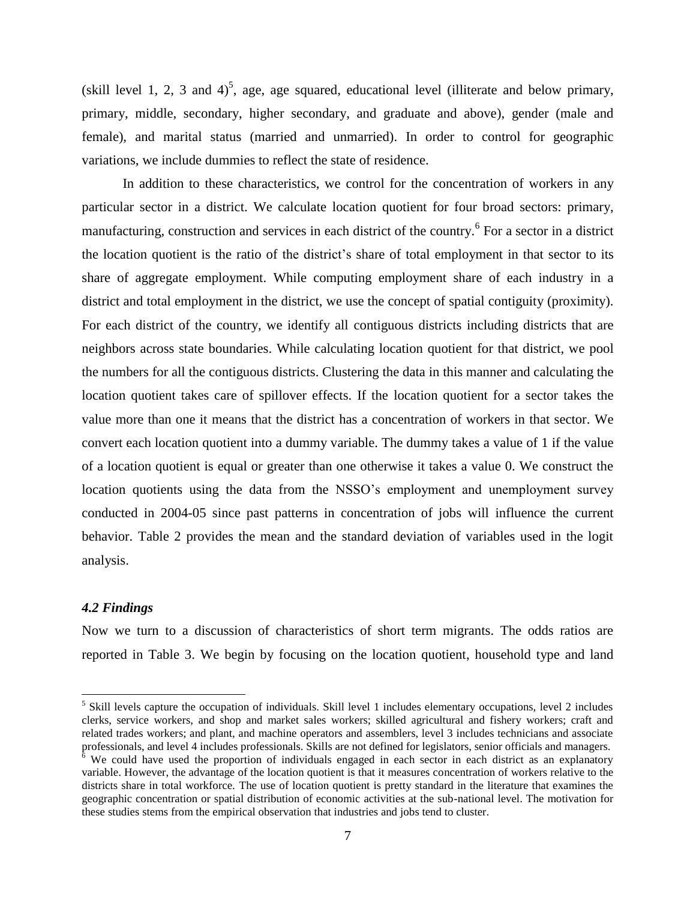(skill level 1, 2, 3 and 4)[5], age, age squared, educational level (illiterate and below primary, primary, middle, secondary, higher secondary, and graduate and above), gender (male and female), and marital status (married and unmarried). In order to control for geographic variations, we include dummies to reflect the state of residence.

In addition to these characteristics, we control for the concentration of workers in any particular sector in a district. We calculate location quotient for four broad sectors: primary, manufacturing, construction and services in each district of the country.[6] For a sector in a district the location quotient is the ratio of the district's share of total employment in that sector to its share of aggregate employment. While computing employment share of each industry in a district and total employment in the district, we use the concept of spatial contiguity (proximity). For each district of the country, we identify all contiguous districts including districts that are neighbors across state boundaries. While calculating location quotient for that district, we pool the numbers for all the contiguous districts. Clustering the data in this manner and calculating the location quotient takes care of spillover effects. If the location quotient for a sector takes the value more than one it means that the district has a concentration of workers in that sector. We convert each location quotient into a dummy variable. The dummy takes a value of 1 if the value of a location quotient is equal or greater than one otherwise it takes a value 0. We construct the location quotients using the data from the NSSO's employment and unemployment survey conducted in 2004-05 since past patterns in concentration of jobs will influence the current behavior. Table 2 provides the mean and the standard deviation of variables used in the logit analysis.

### *4.2 Findings*

Now we turn to a discussion of characteristics of short term migrants. The odds ratios are reported in Table 3. We begin by focusing on the location quotient, household type and land

[5] Skill levels capture the occupation of individuals. Skill level 1 includes elementary occupations, level 2 includes clerks, service workers, and shop and market sales workers; skilled agricultural and fishery workers; craft and related trades workers; and plant, and machine operators and assemblers, level 3 includes technicians and associate professionals, and level 4 includes professionals. Skills are not defined for legislators, senior officials and managers.

[6] We could have used the proportion of individuals engaged in each sector in each district as an explanatory variable. However, the advantage of the location quotient is that it measures concentration of workers relative to the districts share in total workforce. The use of location quotient is pretty standard in the literature that examines the geographic concentration or spatial distribution of economic activities at the sub-national level. The motivation for these studies stems from the empirical observation that industries and jobs tend to cluster.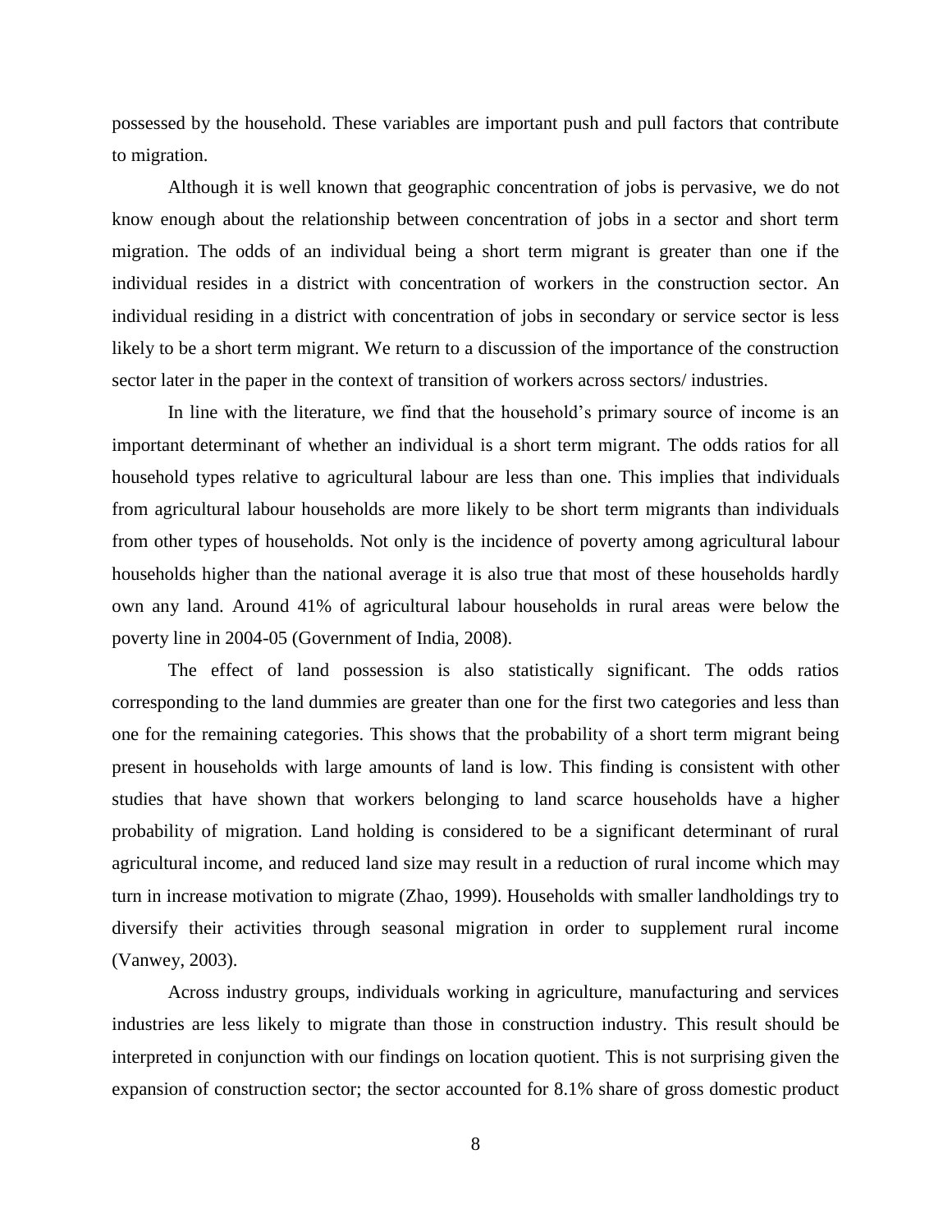possessed by the household. These variables are important push and pull factors that contribute to migration.

Although it is well known that geographic concentration of jobs is pervasive, we do not know enough about the relationship between concentration of jobs in a sector and short term migration. The odds of an individual being a short term migrant is greater than one if the individual resides in a district with concentration of workers in the construction sector. An individual residing in a district with concentration of jobs in secondary or service sector is less likely to be a short term migrant. We return to a discussion of the importance of the construction sector later in the paper in the context of transition of workers across sectors/ industries.

In line with the literature, we find that the household's primary source of income is an important determinant of whether an individual is a short term migrant. The odds ratios for all household types relative to agricultural labour are less than one. This implies that individuals from agricultural labour households are more likely to be short term migrants than individuals from other types of households. Not only is the incidence of poverty among agricultural labour households higher than the national average it is also true that most of these households hardly own any land. Around 41% of agricultural labour households in rural areas were below the poverty line in 2004-05 (Government of India, 2008).

The effect of land possession is also statistically significant. The odds ratios corresponding to the land dummies are greater than one for the first two categories and less than one for the remaining categories. This shows that the probability of a short term migrant being present in households with large amounts of land is low. This finding is consistent with other studies that have shown that workers belonging to land scarce households have a higher probability of migration. Land holding is considered to be a significant determinant of rural agricultural income, and reduced land size may result in a reduction of rural income which may turn in increase motivation to migrate (Zhao, 1999). Households with smaller landholdings try to diversify their activities through seasonal migration in order to supplement rural income (Vanwey, 2003).

Across industry groups, individuals working in agriculture, manufacturing and services industries are less likely to migrate than those in construction industry. This result should be interpreted in conjunction with our findings on location quotient. This is not surprising given the expansion of construction sector; the sector accounted for 8.1% share of gross domestic product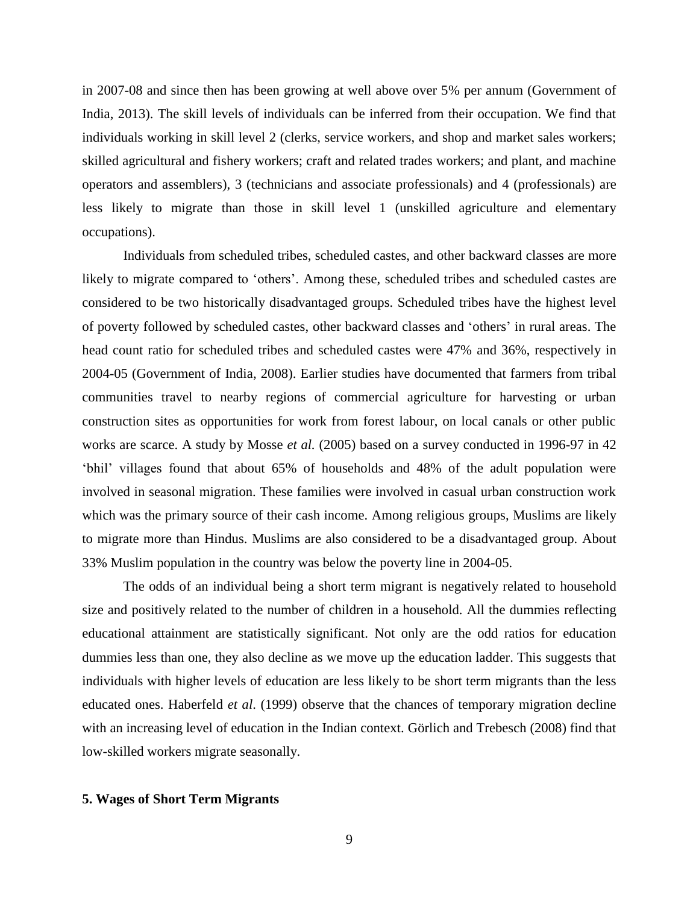in 2007-08 and since then has been growing at well above over 5% per annum (Government of India, 2013). The skill levels of individuals can be inferred from their occupation. We find that individuals working in skill level 2 (clerks, service workers, and shop and market sales workers; skilled agricultural and fishery workers; craft and related trades workers; and plant, and machine operators and assemblers), 3 (technicians and associate professionals) and 4 (professionals) are less likely to migrate than those in skill level 1 (unskilled agriculture and elementary occupations).

Individuals from scheduled tribes, scheduled castes, and other backward classes are more likely to migrate compared to 'others'. Among these, scheduled tribes and scheduled castes are considered to be two historically disadvantaged groups. Scheduled tribes have the highest level of poverty followed by scheduled castes, other backward classes and 'others' in rural areas. The head count ratio for scheduled tribes and scheduled castes were 47% and 36%, respectively in 2004-05 (Government of India, 2008). Earlier studies have documented that farmers from tribal communities travel to nearby regions of commercial agriculture for harvesting or urban construction sites as opportunities for work from forest labour, on local canals or other public works are scarce. A study by Mosse *et al.* (2005) based on a survey conducted in 1996-97 in 42 'bhil' villages found that about 65% of households and 48% of the adult population were involved in seasonal migration. These families were involved in casual urban construction work which was the primary source of their cash income. Among religious groups, Muslims are likely to migrate more than Hindus. Muslims are also considered to be a disadvantaged group. About 33% Muslim population in the country was below the poverty line in 2004-05.

The odds of an individual being a short term migrant is negatively related to household size and positively related to the number of children in a household. All the dummies reflecting educational attainment are statistically significant. Not only are the odd ratios for education dummies less than one, they also decline as we move up the education ladder. This suggests that individuals with higher levels of education are less likely to be short term migrants than the less educated ones. Haberfeld *et al.* (1999) observe that the chances of temporary migration decline with an increasing level of education in the Indian context. Görlich and Trebesch (2008) find that low-skilled workers migrate seasonally.

## 5. Wages of Short Term Migrants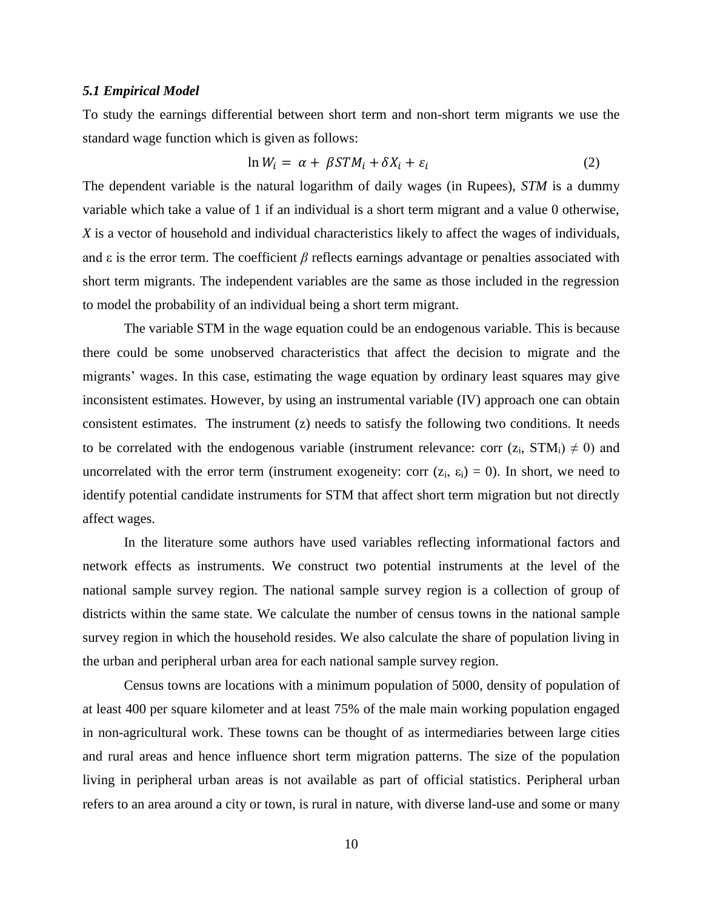### *5.1 Empirical Model*

To study the earnings differential between short term and non-short term migrants we use the standard wage function which is given as follows:

$$\ln W_i = \alpha + \beta STM_i + \delta X_i + \varepsilon_i \tag{2}$$

The dependent variable is the natural logarithm of daily wages (in Rupees), *STM* is a dummy variable which take a value of 1 if an individual is a short term migrant and a value 0 otherwise, *X* is a vector of household and individual characteristics likely to affect the wages of individuals, and ε is the error term. The coefficient *β* reflects earnings advantage or penalties associated with short term migrants. The independent variables are the same as those included in the regression to model the probability of an individual being a short term migrant.

The variable STM in the wage equation could be an endogenous variable. This is because there could be some unobserved characteristics that affect the decision to migrate and the migrants' wages. In this case, estimating the wage equation by ordinary least squares may give inconsistent estimates. However, by using an instrumental variable (IV) approach one can obtain consistent estimates. The instrument (z) needs to satisfy the following two conditions. It needs to be correlated with the endogenous variable (instrument relevance: corr $(z_i, STM_i) \neq 0$) and uncorrelated with the error term (instrument exogeneity: corr $(z_i, \varepsilon_i) = 0$). In short, we need to identify potential candidate instruments for STM that affect short term migration but not directly affect wages.

In the literature some authors have used variables reflecting informational factors and network effects as instruments. We construct two potential instruments at the level of the national sample survey region. The national sample survey region is a collection of group of districts within the same state. We calculate the number of census towns in the national sample survey region in which the household resides. We also calculate the share of population living in the urban and peripheral urban area for each national sample survey region.

Census towns are locations with a minimum population of 5000, density of population of at least 400 per square kilometer and at least 75% of the male main working population engaged in non-agricultural work. These towns can be thought of as intermediaries between large cities and rural areas and hence influence short term migration patterns. The size of the population living in peripheral urban areas is not available as part of official statistics. Peripheral urban refers to an area around a city or town, is rural in nature, with diverse land-use and some or many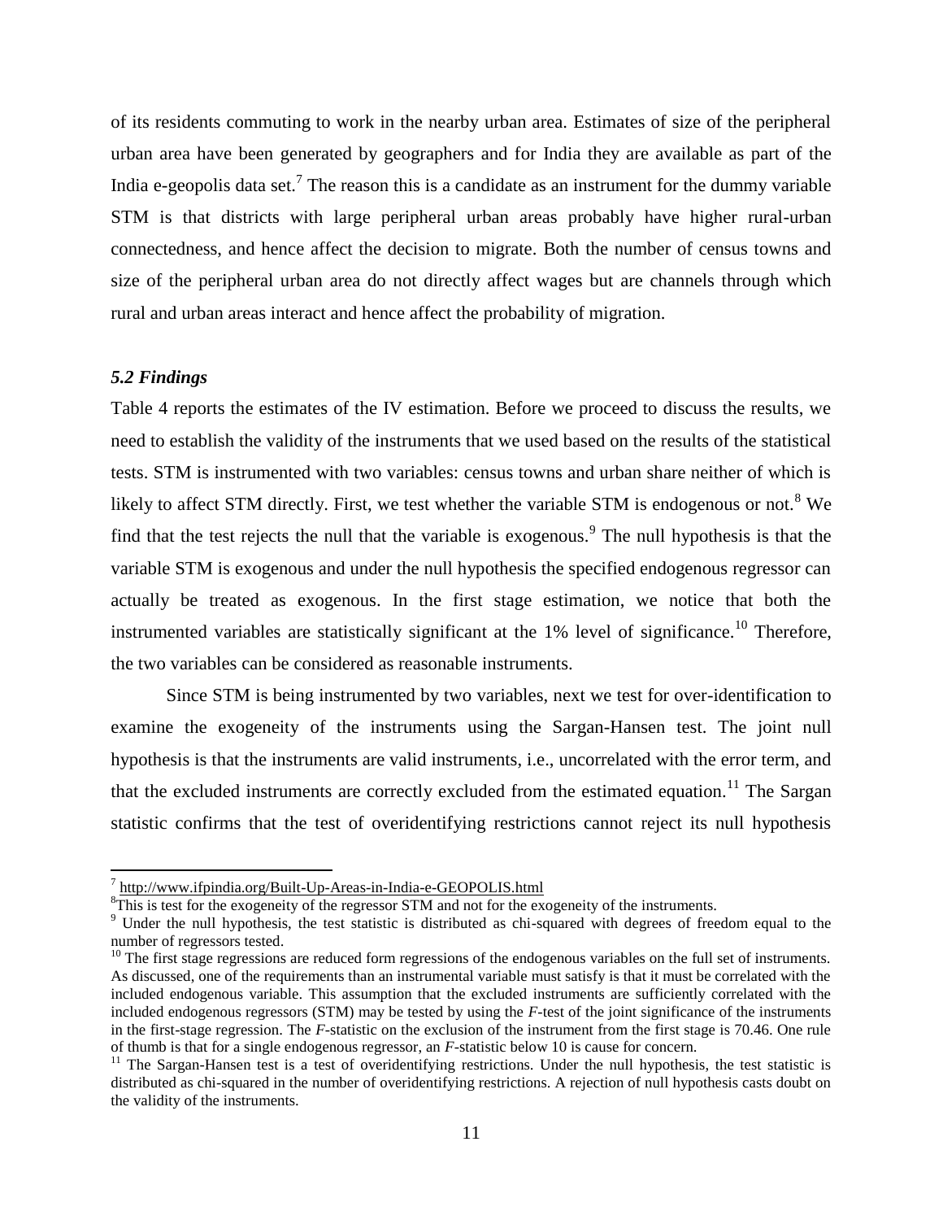of its residents commuting to work in the nearby urban area. Estimates of size of the peripheral urban area have been generated by geographers and for India they are available as part of the India e-geopolis data set.[7] The reason this is a candidate as an instrument for the dummy variable STM is that districts with large peripheral urban areas probably have higher rural-urban connectedness, and hence affect the decision to migrate. Both the number of census towns and size of the peripheral urban area do not directly affect wages but are channels through which rural and urban areas interact and hence affect the probability of migration.

### *5.2 Findings*

Table 4 reports the estimates of the IV estimation. Before we proceed to discuss the results, we need to establish the validity of the instruments that we used based on the results of the statistical tests. STM is instrumented with two variables: census towns and urban share neither of which is likely to affect STM directly. First, we test whether the variable STM is endogenous or not.[8] We find that the test rejects the null that the variable is exogenous.[9] The null hypothesis is that the variable STM is exogenous and under the null hypothesis the specified endogenous regressor can actually be treated as exogenous. In the first stage estimation, we notice that both the instrumented variables are statistically significant at the 1% level of significance.[10] Therefore, the two variables can be considered as reasonable instruments.

Since STM is being instrumented by two variables, next we test for over-identification to examine the exogeneity of the instruments using the Sargan-Hansen test. The joint null hypothesis is that the instruments are valid instruments, i.e., uncorrelated with the error term, and that the excluded instruments are correctly excluded from the estimated equation.[11] The Sargan statistic confirms that the test of overidentifying restrictions cannot reject its null hypothesis

---

[7] http://www.ifpindia.org/Built-Up-Areas-in-India-e-GEOPOLIS.html

[8] This is test for the exogeneity of the regressor STM and not for the exogeneity of the instruments.

[9] Under the null hypothesis, the test statistic is distributed as chi-squared with degrees of freedom equal to the number of regressors tested.

[10] The first stage regressions are reduced form regressions of the endogenous variables on the full set of instruments. As discussed, one of the requirements than an instrumental variable must satisfy is that it must be correlated with the included endogenous variable. This assumption that the excluded instruments are sufficiently correlated with the included endogenous regressors (STM) may be tested by using the *F*-test of the joint significance of the instruments in the first-stage regression. The *F*-statistic on the exclusion of the instrument from the first stage is 70.46. One rule of thumb is that for a single endogenous regressor, an *F*-statistic below 10 is cause for concern.

[11] The Sargan-Hansen test is a test of overidentifying restrictions. Under the null hypothesis, the test statistic is distributed as chi-squared in the number of overidentifying restrictions. A rejection of null hypothesis casts doubt on the validity of the instruments.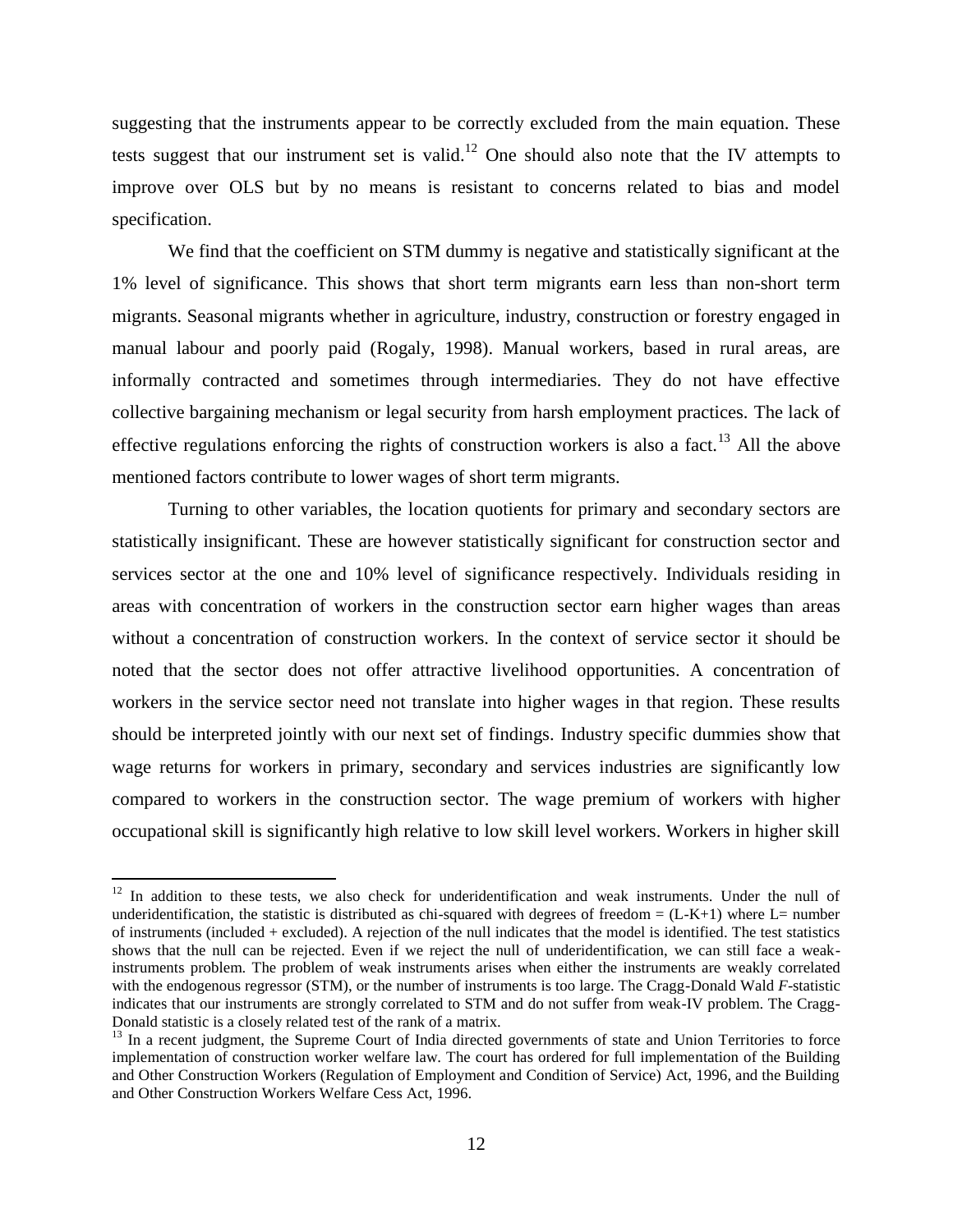suggesting that the instruments appear to be correctly excluded from the main equation. These tests suggest that our instrument set is valid.[12] One should also note that the IV attempts to improve over OLS but by no means is resistant to concerns related to bias and model specification.

We find that the coefficient on STM dummy is negative and statistically significant at the 1% level of significance. This shows that short term migrants earn less than non-short term migrants. Seasonal migrants whether in agriculture, industry, construction or forestry engaged in manual labour and poorly paid (Rogaly, 1998). Manual workers, based in rural areas, are informally contracted and sometimes through intermediaries. They do not have effective collective bargaining mechanism or legal security from harsh employment practices. The lack of effective regulations enforcing the rights of construction workers is also a fact.[13] All the above mentioned factors contribute to lower wages of short term migrants.

Turning to other variables, the location quotients for primary and secondary sectors are statistically insignificant. These are however statistically significant for construction sector and services sector at the one and 10% level of significance respectively. Individuals residing in areas with concentration of workers in the construction sector earn higher wages than areas without a concentration of construction workers. In the context of service sector it should be noted that the sector does not offer attractive livelihood opportunities. A concentration of workers in the service sector need not translate into higher wages in that region. These results should be interpreted jointly with our next set of findings. Industry specific dummies show that wage returns for workers in primary, secondary and services industries are significantly low compared to workers in the construction sector. The wage premium of workers with higher occupational skill is significantly high relative to low skill level workers. Workers in higher skill

---

[12] In addition to these tests, we also check for underidentification and weak instruments. Under the null of underidentification, the statistic is distributed as chi-squared with degrees of freedom = $(L-K+1)$ where $L$= number of instruments (included + excluded). A rejection of the null indicates that the model is identified. The test statistics shows that the null can be rejected. Even if we reject the null of underidentification, we can still face a weak-instruments problem. The problem of weak instruments arises when either the instruments are weakly correlated with the endogenous regressor (STM), or the number of instruments is too large. The Cragg-Donald Wald *F*-statistic indicates that our instruments are strongly correlated to STM and do not suffer from weak-IV problem. The Cragg-Donald statistic is a closely related test of the rank of a matrix.

[13] In a recent judgment, the Supreme Court of India directed governments of state and Union Territories to force implementation of construction worker welfare law. The court has ordered for full implementation of the Building and Other Construction Workers (Regulation of Employment and Condition of Service) Act, 1996, and the Building and Other Construction Workers Welfare Cess Act, 1996.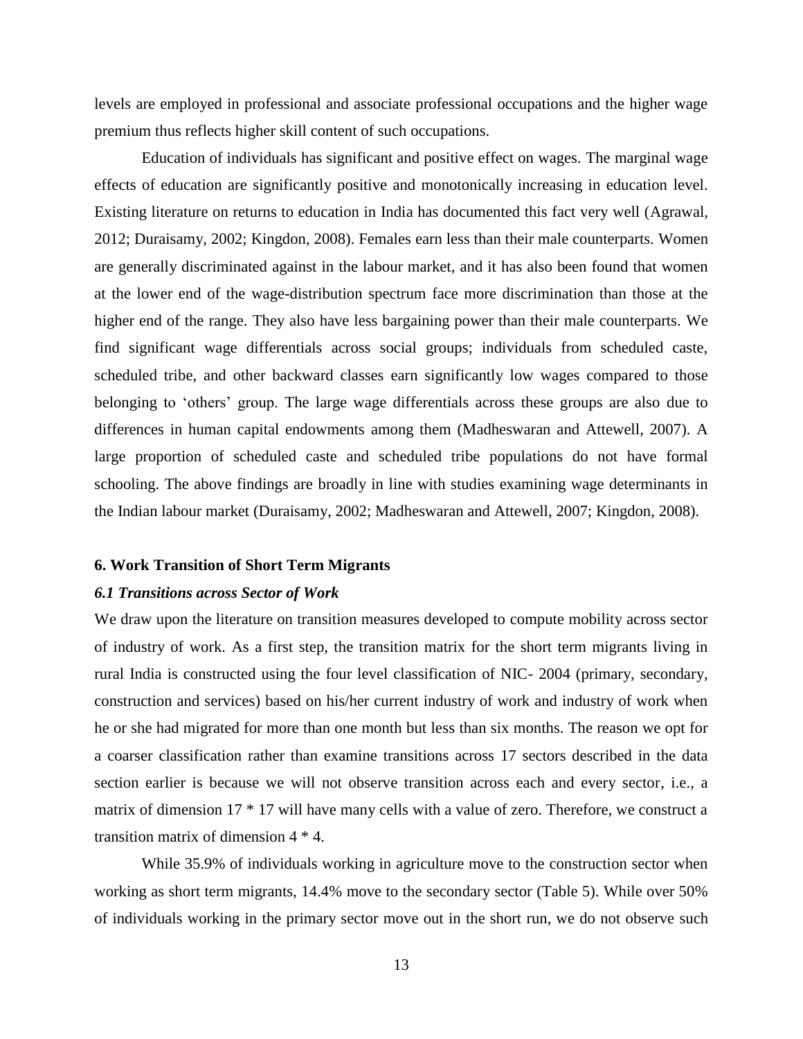levels are employed in professional and associate professional occupations and the higher wage premium thus reflects higher skill content of such occupations.

Education of individuals has significant and positive effect on wages. The marginal wage effects of education are significantly positive and monotonically increasing in education level. Existing literature on returns to education in India has documented this fact very well (Agrawal, 2012; Duraisamy, 2002; Kingdon, 2008). Females earn less than their male counterparts. Women are generally discriminated against in the labour market, and it has also been found that women at the lower end of the wage-distribution spectrum face more discrimination than those at the higher end of the range. They also have less bargaining power than their male counterparts. We find significant wage differentials across social groups; individuals from scheduled caste, scheduled tribe, and other backward classes earn significantly low wages compared to those belonging to 'others' group. The large wage differentials across these groups are also due to differences in human capital endowments among them (Madheswaran and Attewell, 2007). A large proportion of scheduled caste and scheduled tribe populations do not have formal schooling. The above findings are broadly in line with studies examining wage determinants in the Indian labour market (Duraisamy, 2002; Madheswaran and Attewell, 2007; Kingdon, 2008).

## 6. Work Transition of Short Term Migrants

### *6.1 Transitions across Sector of Work*

We draw upon the literature on transition measures developed to compute mobility across sector of industry of work. As a first step, the transition matrix for the short term migrants living in rural India is constructed using the four level classification of NIC- 2004 (primary, secondary, construction and services) based on his/her current industry of work and industry of work when he or she had migrated for more than one month but less than six months. The reason we opt for a coarser classification rather than examine transitions across 17 sectors described in the data section earlier is because we will not observe transition across each and every sector, i.e., a matrix of dimension 17 * 17 will have many cells with a value of zero. Therefore, we construct a transition matrix of dimension 4 * 4.

While 35.9% of individuals working in agriculture move to the construction sector when working as short term migrants, 14.4% move to the secondary sector (Table 5). While over 50% of individuals working in the primary sector move out in the short run, we do not observe such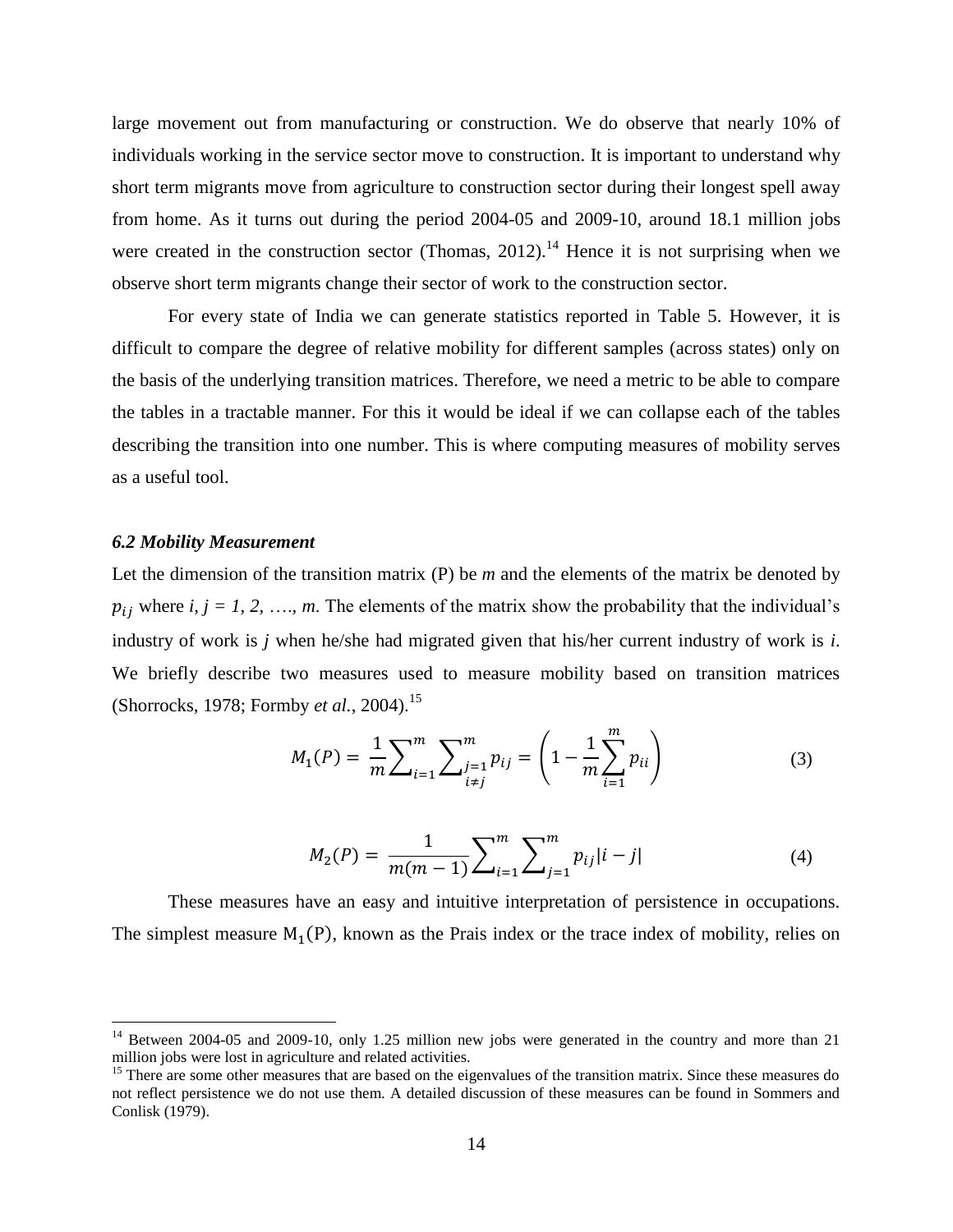large movement out from manufacturing or construction. We do observe that nearly 10% of individuals working in the service sector move to construction. It is important to understand why short term migrants move from agriculture to construction sector during their longest spell away from home. As it turns out during the period 2004-05 and 2009-10, around 18.1 million jobs were created in the construction sector (Thomas, 2012).[14] Hence it is not surprising when we observe short term migrants change their sector of work to the construction sector.

For every state of India we can generate statistics reported in Table 5. However, it is difficult to compare the degree of relative mobility for different samples (across states) only on the basis of the underlying transition matrices. Therefore, we need a metric to be able to compare the tables in a tractable manner. For this it would be ideal if we can collapse each of the tables describing the transition into one number. This is where computing measures of mobility serves as a useful tool.

### *6.2 Mobility Measurement*

Let the dimension of the transition matrix (P) be *m* and the elements of the matrix be denoted by $p_{ij}$ where $i, j = 1, 2, \ldots, m$. The elements of the matrix show the probability that the individual's industry of work is *j* when he/she had migrated given that his/her current industry of work is *i*. We briefly describe two measures used to measure mobility based on transition matrices (Shorrocks, 1978; Formby *et al.*, 2004).[15]

$$M_1(P) = \frac{1}{m}\sum_{i=1}^{m}\sum_{\substack{j=1 \\ i\neq j}}^{m} p_{ij} = \left(1 - \frac{1}{m}\sum_{i=1}^{m} p_{ii}\right) \tag{3}$$

$$M_2(P) = \frac{1}{m(m-1)}\sum_{i=1}^{m}\sum_{j=1}^{m} p_{ij}|i-j| \tag{4}$$

These measures have an easy and intuitive interpretation of persistence in occupations. The simplest measure $M_1(P)$, known as the Prais index or the trace index of mobility, relies on

---

[14] Between 2004-05 and 2009-10, only 1.25 million new jobs were generated in the country and more than 21 million jobs were lost in agriculture and related activities.

[15] There are some other measures that are based on the eigenvalues of the transition matrix. Since these measures do not reflect persistence we do not use them. A detailed discussion of these measures can be found in Sommers and Conlisk (1979).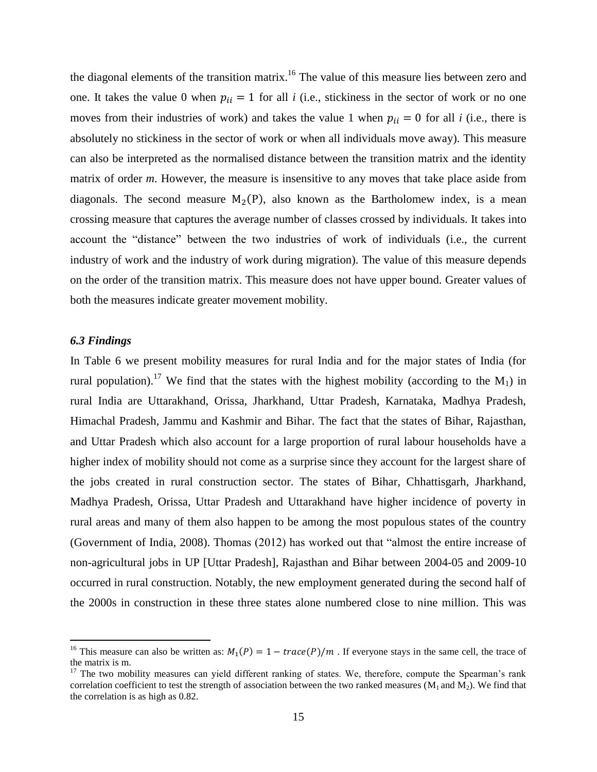the diagonal elements of the transition matrix.[16] The value of this measure lies between zero and one. It takes the value 0 when $p_{ii} = 1$ for all *i* (i.e., stickiness in the sector of work or no one moves from their industries of work) and takes the value 1 when $p_{ii} = 0$ for all *i* (i.e., there is absolutely no stickiness in the sector of work or when all individuals move away). This measure can also be interpreted as the normalised distance between the transition matrix and the identity matrix of order *m*. However, the measure is insensitive to any moves that take place aside from diagonals. The second measure $M_2(P)$, also known as the Bartholomew index, is a mean crossing measure that captures the average number of classes crossed by individuals. It takes into account the "distance" between the two industries of work of individuals (i.e., the current industry of work and the industry of work during migration). The value of this measure depends on the order of the transition matrix. This measure does not have upper bound. Greater values of both the measures indicate greater movement mobility.

### *6.3 Findings*

In Table 6 we present mobility measures for rural India and for the major states of India (for rural population).[17] We find that the states with the highest mobility (according to the $M_1$) in rural India are Uttarakhand, Orissa, Jharkhand, Uttar Pradesh, Karnataka, Madhya Pradesh, Himachal Pradesh, Jammu and Kashmir and Bihar. The fact that the states of Bihar, Rajasthan, and Uttar Pradesh which also account for a large proportion of rural labour households have a higher index of mobility should not come as a surprise since they account for the largest share of the jobs created in rural construction sector. The states of Bihar, Chhattisgarh, Jharkhand, Madhya Pradesh, Orissa, Uttar Pradesh and Uttarakhand have higher incidence of poverty in rural areas and many of them also happen to be among the most populous states of the country (Government of India, 2008). Thomas (2012) has worked out that "almost the entire increase of non-agricultural jobs in UP [Uttar Pradesh], Rajasthan and Bihar between 2004-05 and 2009-10 occurred in rural construction. Notably, the new employment generated during the second half of the 2000s in construction in these three states alone numbered close to nine million. This was

---

[16] This measure can also be written as: $M_1(P) = 1 - trace(P)/m$ . If everyone stays in the same cell, the trace of the matrix is m.

[17] The two mobility measures can yield different ranking of states. We, therefore, compute the Spearman's rank correlation coefficient to test the strength of association between the two ranked measures ($M_1$ and $M_2$). We find that the correlation is as high as 0.82.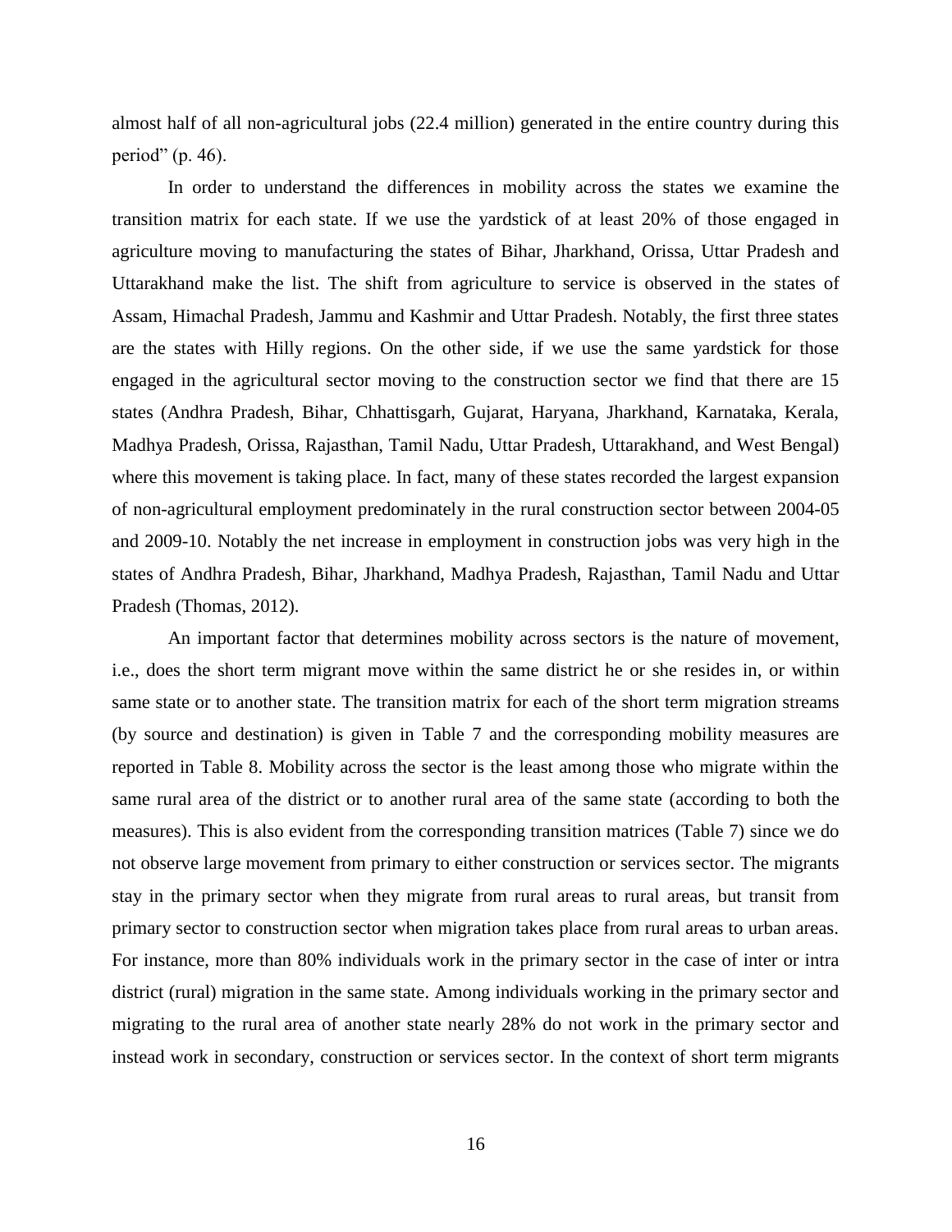almost half of all non-agricultural jobs (22.4 million) generated in the entire country during this period" (p. 46).

In order to understand the differences in mobility across the states we examine the transition matrix for each state. If we use the yardstick of at least 20% of those engaged in agriculture moving to manufacturing the states of Bihar, Jharkhand, Orissa, Uttar Pradesh and Uttarakhand make the list. The shift from agriculture to service is observed in the states of Assam, Himachal Pradesh, Jammu and Kashmir and Uttar Pradesh. Notably, the first three states are the states with Hilly regions. On the other side, if we use the same yardstick for those engaged in the agricultural sector moving to the construction sector we find that there are 15 states (Andhra Pradesh, Bihar, Chhattisgarh, Gujarat, Haryana, Jharkhand, Karnataka, Kerala, Madhya Pradesh, Orissa, Rajasthan, Tamil Nadu, Uttar Pradesh, Uttarakhand, and West Bengal) where this movement is taking place. In fact, many of these states recorded the largest expansion of non-agricultural employment predominately in the rural construction sector between 2004-05 and 2009-10. Notably the net increase in employment in construction jobs was very high in the states of Andhra Pradesh, Bihar, Jharkhand, Madhya Pradesh, Rajasthan, Tamil Nadu and Uttar Pradesh (Thomas, 2012).

An important factor that determines mobility across sectors is the nature of movement, i.e., does the short term migrant move within the same district he or she resides in, or within same state or to another state. The transition matrix for each of the short term migration streams (by source and destination) is given in Table 7 and the corresponding mobility measures are reported in Table 8. Mobility across the sector is the least among those who migrate within the same rural area of the district or to another rural area of the same state (according to both the measures). This is also evident from the corresponding transition matrices (Table 7) since we do not observe large movement from primary to either construction or services sector. The migrants stay in the primary sector when they migrate from rural areas to rural areas, but transit from primary sector to construction sector when migration takes place from rural areas to urban areas. For instance, more than 80% individuals work in the primary sector in the case of inter or intra district (rural) migration in the same state. Among individuals working in the primary sector and migrating to the rural area of another state nearly 28% do not work in the primary sector and instead work in secondary, construction or services sector. In the context of short term migrants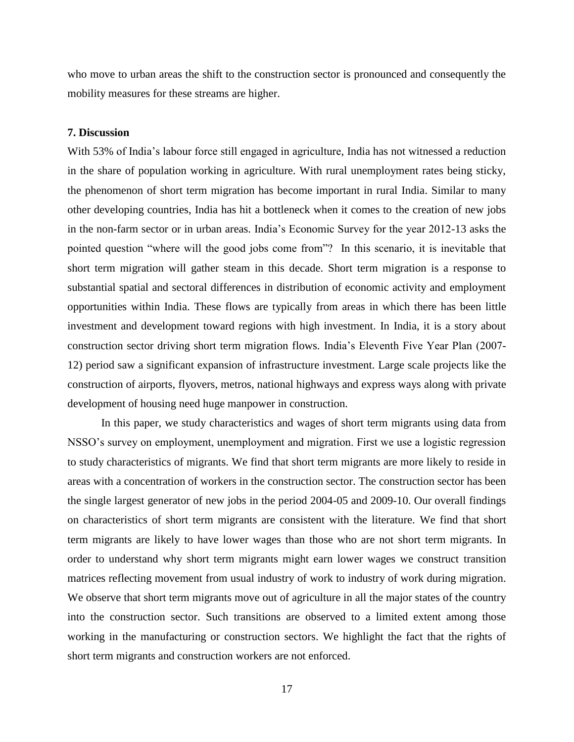who move to urban areas the shift to the construction sector is pronounced and consequently the mobility measures for these streams are higher.

### 7. Discussion

With 53% of India's labour force still engaged in agriculture, India has not witnessed a reduction in the share of population working in agriculture. With rural unemployment rates being sticky, the phenomenon of short term migration has become important in rural India. Similar to many other developing countries, India has hit a bottleneck when it comes to the creation of new jobs in the non-farm sector or in urban areas. India's Economic Survey for the year 2012-13 asks the pointed question "where will the good jobs come from"? In this scenario, it is inevitable that short term migration will gather steam in this decade. Short term migration is a response to substantial spatial and sectoral differences in distribution of economic activity and employment opportunities within India. These flows are typically from areas in which there has been little investment and development toward regions with high investment. In India, it is a story about construction sector driving short term migration flows. India's Eleventh Five Year Plan (2007-12) period saw a significant expansion of infrastructure investment. Large scale projects like the construction of airports, flyovers, metros, national highways and express ways along with private development of housing need huge manpower in construction.

In this paper, we study characteristics and wages of short term migrants using data from NSSO's survey on employment, unemployment and migration. First we use a logistic regression to study characteristics of migrants. We find that short term migrants are more likely to reside in areas with a concentration of workers in the construction sector. The construction sector has been the single largest generator of new jobs in the period 2004-05 and 2009-10. Our overall findings on characteristics of short term migrants are consistent with the literature. We find that short term migrants are likely to have lower wages than those who are not short term migrants. In order to understand why short term migrants might earn lower wages we construct transition matrices reflecting movement from usual industry of work to industry of work during migration. We observe that short term migrants move out of agriculture in all the major states of the country into the construction sector. Such transitions are observed to a limited extent among those working in the manufacturing or construction sectors. We highlight the fact that the rights of short term migrants and construction workers are not enforced.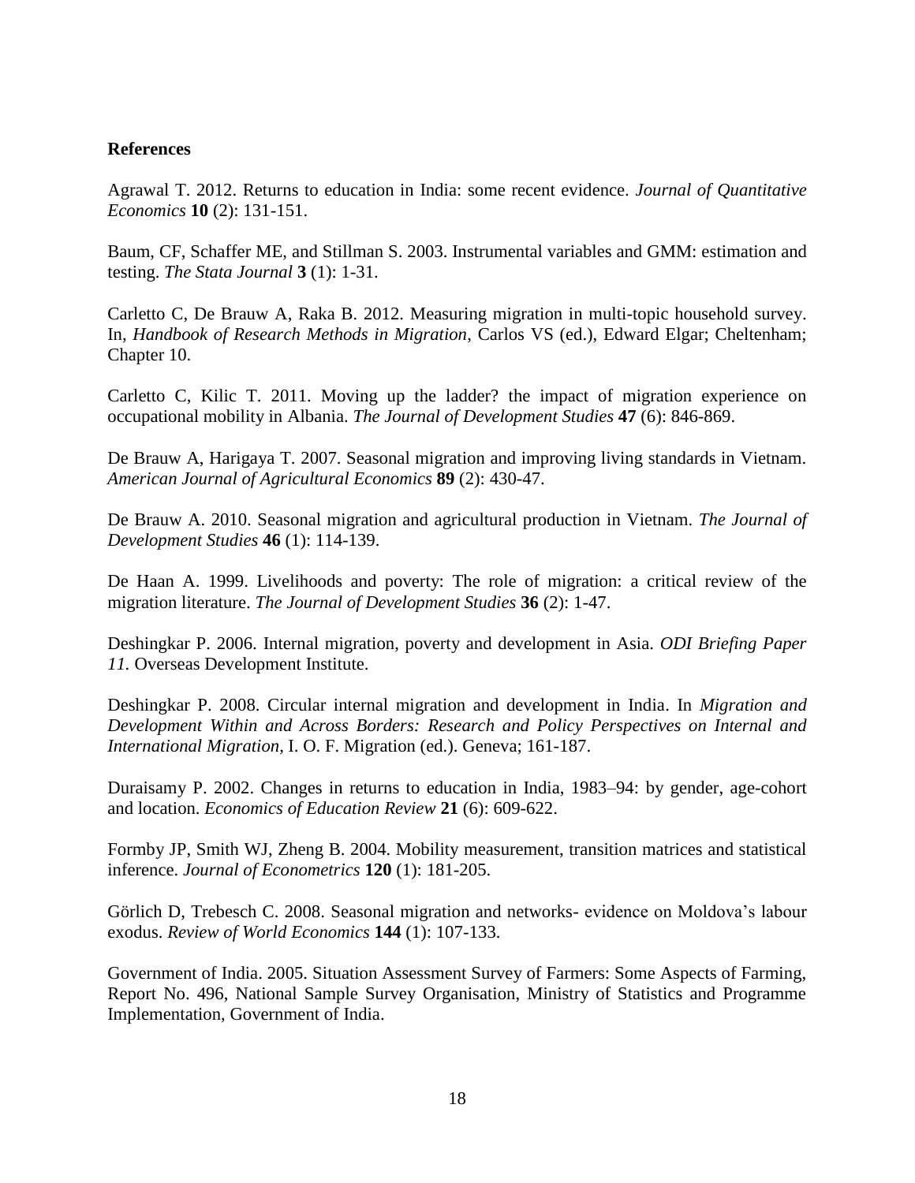**References**

Agrawal T. 2012. Returns to education in India: some recent evidence. *Journal of Quantitative Economics* **10** (2): 131-151.

Baum, CF, Schaffer ME, and Stillman S. 2003. Instrumental variables and GMM: estimation and testing. *The Stata Journal* **3** (1): 1-31.

Carletto C, De Brauw A, Raka B. 2012. Measuring migration in multi-topic household survey. In, *Handbook of Research Methods in Migration*, Carlos VS (ed.), Edward Elgar; Cheltenham; Chapter 10.

Carletto C, Kilic T. 2011. Moving up the ladder? the impact of migration experience on occupational mobility in Albania. *The Journal of Development Studies* **47** (6): 846-869.

De Brauw A, Harigaya T. 2007. Seasonal migration and improving living standards in Vietnam. *American Journal of Agricultural Economics* **89** (2): 430-47.

De Brauw A. 2010. Seasonal migration and agricultural production in Vietnam. *The Journal of Development Studies* **46** (1): 114-139.

De Haan A. 1999. Livelihoods and poverty: The role of migration: a critical review of the migration literature. *The Journal of Development Studies* **36** (2): 1-47.

Deshingkar P. 2006. Internal migration, poverty and development in Asia. *ODI Briefing Paper 11.* Overseas Development Institute.

Deshingkar P. 2008. Circular internal migration and development in India. In *Migration and Development Within and Across Borders: Research and Policy Perspectives on Internal and International Migration*, I. O. F. Migration (ed.). Geneva; 161-187.

Duraisamy P. 2002. Changes in returns to education in India, 1983–94: by gender, age-cohort and location. *Economics of Education Review* **21** (6): 609-622.

Formby JP, Smith WJ, Zheng B. 2004. Mobility measurement, transition matrices and statistical inference. *Journal of Econometrics* **120** (1): 181-205.

Görlich D, Trebesch C. 2008. Seasonal migration and networks- evidence on Moldova's labour exodus. *Review of World Economics* **144** (1): 107-133.

Government of India. 2005. Situation Assessment Survey of Farmers: Some Aspects of Farming, Report No. 496, National Sample Survey Organisation, Ministry of Statistics and Programme Implementation, Government of India.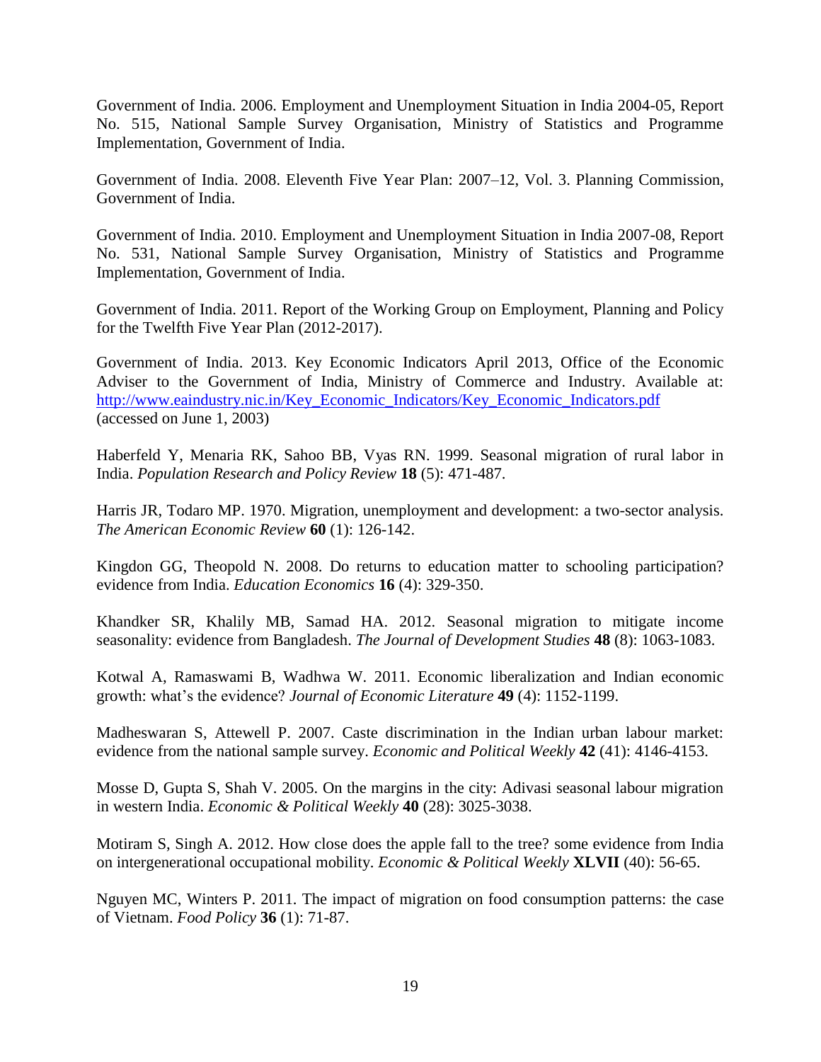Government of India. 2006. Employment and Unemployment Situation in India 2004-05, Report No. 515, National Sample Survey Organisation, Ministry of Statistics and Programme Implementation, Government of India.

Government of India. 2008. Eleventh Five Year Plan: 2007–12, Vol. 3. Planning Commission, Government of India.

Government of India. 2010. Employment and Unemployment Situation in India 2007-08, Report No. 531, National Sample Survey Organisation, Ministry of Statistics and Programme Implementation, Government of India.

Government of India. 2011. Report of the Working Group on Employment, Planning and Policy for the Twelfth Five Year Plan (2012-2017).

Government of India. 2013. Key Economic Indicators April 2013, Office of the Economic Adviser to the Government of India, Ministry of Commerce and Industry. Available at: http://www.eaindustry.nic.in/Key_Economic_Indicators/Key_Economic_Indicators.pdf (accessed on June 1, 2003)

Haberfeld Y, Menaria RK, Sahoo BB, Vyas RN. 1999. Seasonal migration of rural labor in India. *Population Research and Policy Review* **18** (5): 471-487.

Harris JR, Todaro MP. 1970. Migration, unemployment and development: a two-sector analysis. *The American Economic Review* **60** (1): 126-142.

Kingdon GG, Theopold N. 2008. Do returns to education matter to schooling participation? evidence from India. *Education Economics* **16** (4): 329-350.

Khandker SR, Khalily MB, Samad HA. 2012. Seasonal migration to mitigate income seasonality: evidence from Bangladesh. *The Journal of Development Studies* **48** (8): 1063-1083.

Kotwal A, Ramaswami B, Wadhwa W. 2011. Economic liberalization and Indian economic growth: what's the evidence? *Journal of Economic Literature* **49** (4): 1152-1199.

Madheswaran S, Attewell P. 2007. Caste discrimination in the Indian urban labour market: evidence from the national sample survey. *Economic and Political Weekly* **42** (41): 4146-4153.

Mosse D, Gupta S, Shah V. 2005. On the margins in the city: Adivasi seasonal labour migration in western India. *Economic & Political Weekly* **40** (28): 3025-3038.

Motiram S, Singh A. 2012. How close does the apple fall to the tree? some evidence from India on intergenerational occupational mobility. *Economic & Political Weekly* **XLVII** (40): 56-65.

Nguyen MC, Winters P. 2011. The impact of migration on food consumption patterns: the case of Vietnam. *Food Policy* **36** (1): 71-87.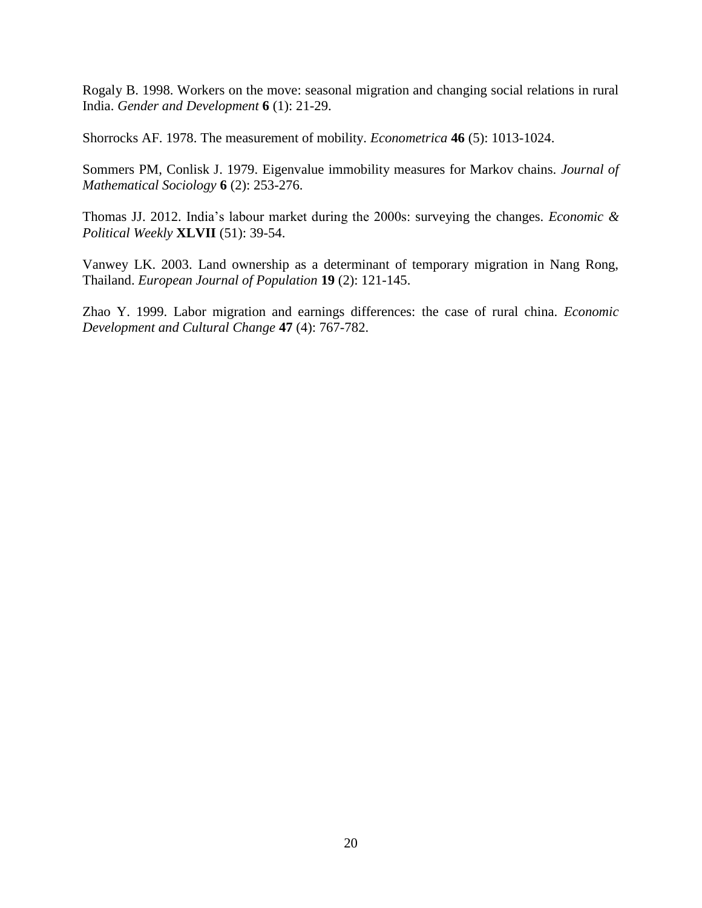Rogaly B. 1998. Workers on the move: seasonal migration and changing social relations in rural India. *Gender and Development* **6** (1): 21-29.

Shorrocks AF. 1978. The measurement of mobility. *Econometrica* **46** (5): 1013-1024.

Sommers PM, Conlisk J. 1979. Eigenvalue immobility measures for Markov chains. *Journal of Mathematical Sociology* **6** (2): 253-276.

Thomas JJ. 2012. India's labour market during the 2000s: surveying the changes. *Economic & Political Weekly* **XLVII** (51): 39-54.

Vanwey LK. 2003. Land ownership as a determinant of temporary migration in Nang Rong, Thailand. *European Journal of Population* **19** (2): 121-145.

Zhao Y. 1999. Labor migration and earnings differences: the case of rural china. *Economic Development and Cultural Change* **47** (4): 767-782.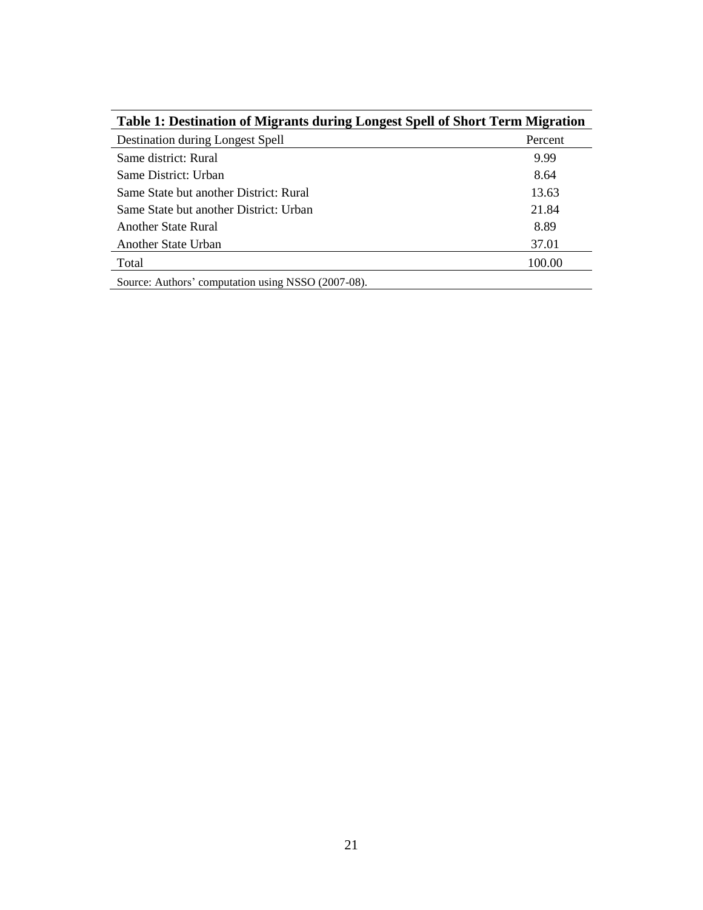**Table 1: Destination of Migrants during Longest Spell of Short Term Migration**

| Destination during Longest Spell | Percent |
|---|---|
| Same district: Rural | 9.99 |
| Same District: Urban | 8.64 |
| Same State but another District: Rural | 13.63 |
| Same State but another District: Urban | 21.84 |
| Another State Rural | 8.89 |
| Another State Urban | 37.01 |
| Total | 100.00 |

Source: Authors' computation using NSSO (2007-08).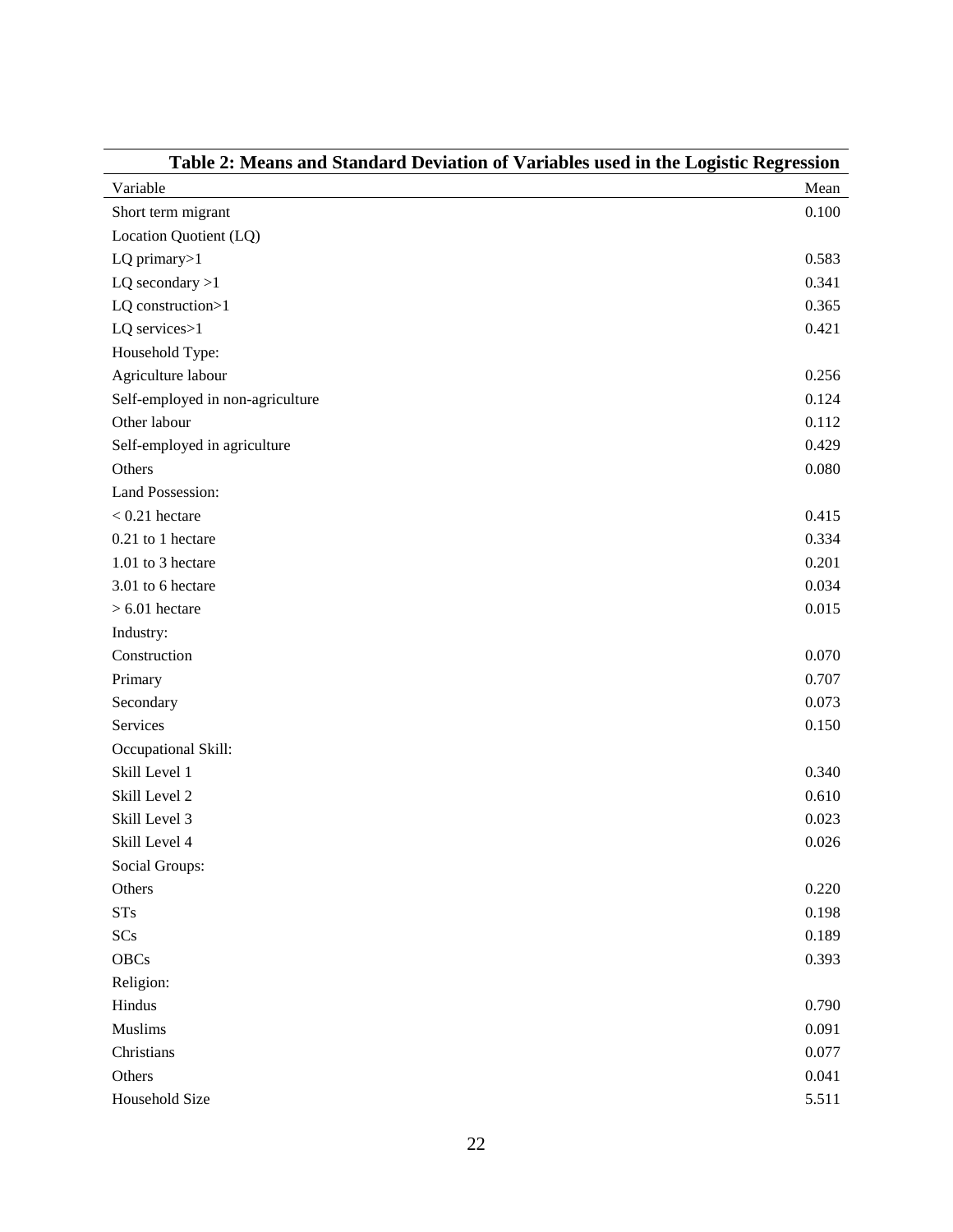**Table 2: Means and Standard Deviation of Variables used in the Logistic Regression**

| Variable | Mean |
|---|---|
| Short term migrant | 0.100 |
| Location Quotient (LQ) | |
| LQ primary>1 | 0.583 |
| LQ secondary >1 | 0.341 |
| LQ construction>1 | 0.365 |
| LQ services>1 | 0.421 |
| Household Type: | |
| Agriculture labour | 0.256 |
| Self-employed in non-agriculture | 0.124 |
| Other labour | 0.112 |
| Self-employed in agriculture | 0.429 |
| Others | 0.080 |
| Land Possession: | |
| < 0.21 hectare | 0.415 |
| 0.21 to 1 hectare | 0.334 |
| 1.01 to 3 hectare | 0.201 |
| 3.01 to 6 hectare | 0.034 |
| > 6.01 hectare | 0.015 |
| Industry: | |
| Construction | 0.070 |
| Primary | 0.707 |
| Secondary | 0.073 |
| Services | 0.150 |
| Occupational Skill: | |
| Skill Level 1 | 0.340 |
| Skill Level 2 | 0.610 |
| Skill Level 3 | 0.023 |
| Skill Level 4 | 0.026 |
| Social Groups: | |
| Others | 0.220 |
| STs | 0.198 |
| SCs | 0.189 |
| OBCs | 0.393 |
| Religion: | |
| Hindus | 0.790 |
| Muslims | 0.091 |
| Christians | 0.077 |
| Others | 0.041 |
| Household Size | 5.511 |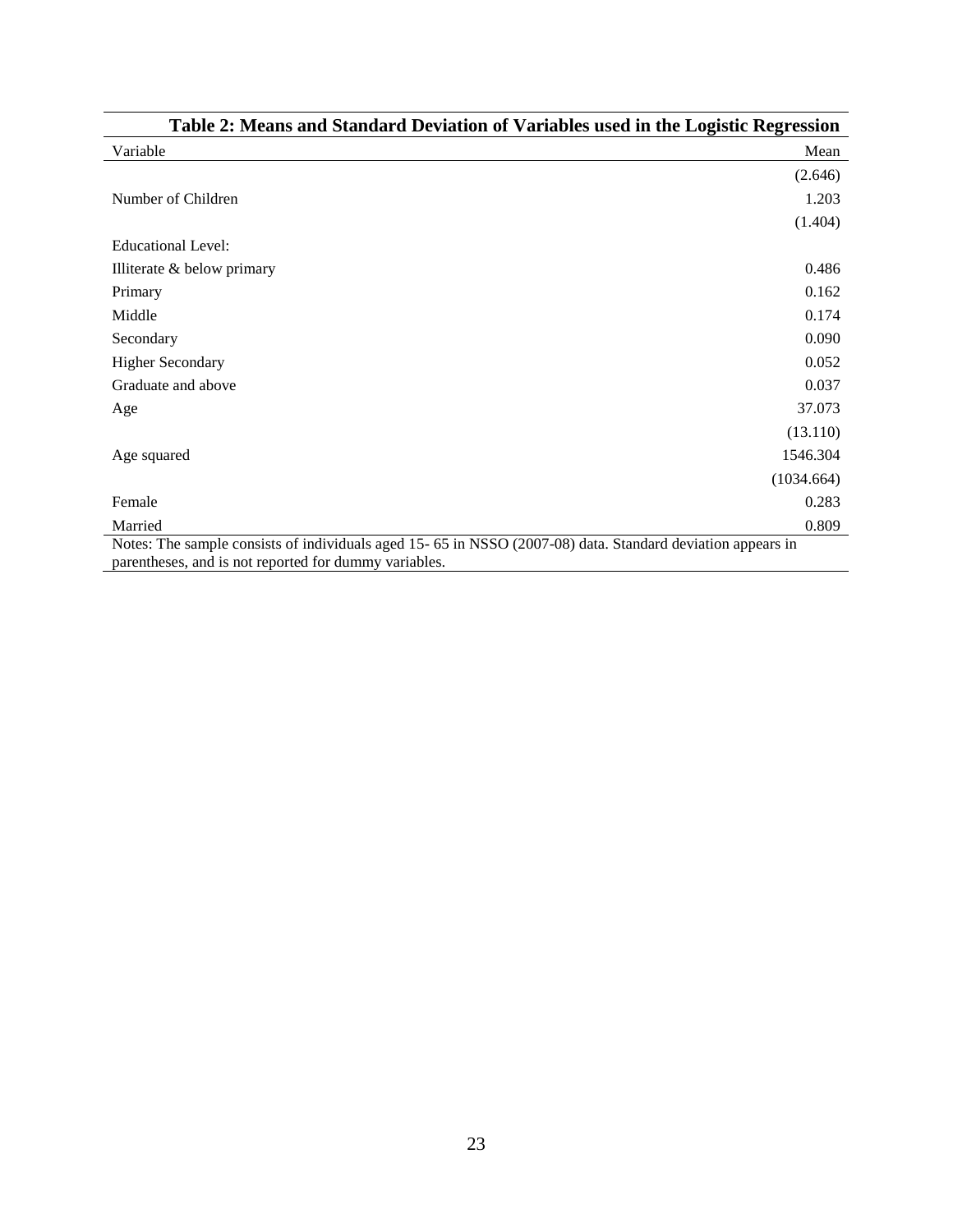**Table 2: Means and Standard Deviation of Variables used in the Logistic Regression**

| Variable | Mean |
|---|---|
| | (2.646) |
| Number of Children | 1.203 |
| | (1.404) |
| Educational Level: | |
| Illiterate & below primary | 0.486 |
| Primary | 0.162 |
| Middle | 0.174 |
| Secondary | 0.090 |
| Higher Secondary | 0.052 |
| Graduate and above | 0.037 |
| Age | 37.073 |
| | (13.110) |
| Age squared | 1546.304 |
| | (1034.664) |
| Female | 0.283 |
| Married | 0.809 |

Notes: The sample consists of individuals aged 15- 65 in NSSO (2007-08) data. Standard deviation appears in parentheses, and is not reported for dummy variables.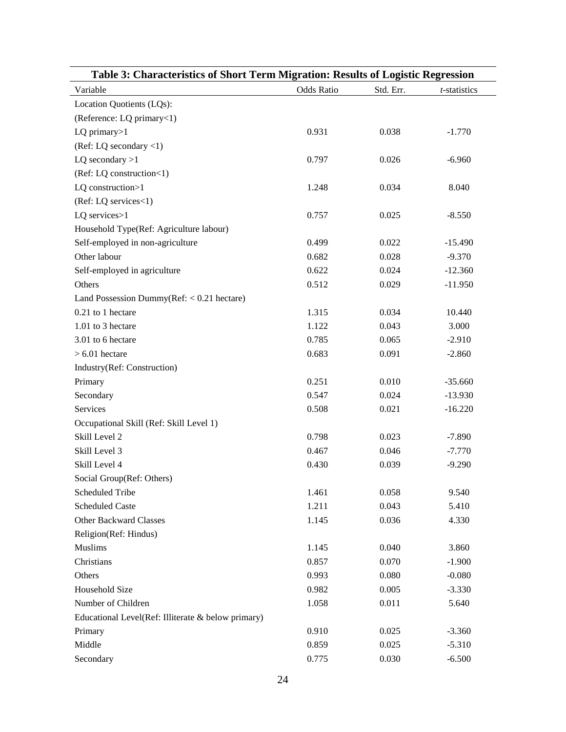**Table 3: Characteristics of Short Term Migration: Results of Logistic Regression**

| Variable | Odds Ratio | Std. Err. | *t*-statistics |
|---|---|---|---|
| Location Quotients (LQs): | | | |
| (Reference: LQ primary<1) | | | |
| LQ primary>1 | 0.931 | 0.038 | -1.770 |
| (Ref: LQ secondary <1) | | | |
| LQ secondary >1 | 0.797 | 0.026 | -6.960 |
| (Ref: LQ construction<1) | | | |
| LQ construction>1 | 1.248 | 0.034 | 8.040 |
| (Ref: LQ services<1) | | | |
| LQ services>1 | 0.757 | 0.025 | -8.550 |
| Household Type(Ref: Agriculture labour) | | | |
| Self-employed in non-agriculture | 0.499 | 0.022 | -15.490 |
| Other labour | 0.682 | 0.028 | -9.370 |
| Self-employed in agriculture | 0.622 | 0.024 | -12.360 |
| Others | 0.512 | 0.029 | -11.950 |
| Land Possession Dummy(Ref: < 0.21 hectare) | | | |
| 0.21 to 1 hectare | 1.315 | 0.034 | 10.440 |
| 1.01 to 3 hectare | 1.122 | 0.043 | 3.000 |
| 3.01 to 6 hectare | 0.785 | 0.065 | -2.910 |
| > 6.01 hectare | 0.683 | 0.091 | -2.860 |
| Industry(Ref: Construction) | | | |
| Primary | 0.251 | 0.010 | -35.660 |
| Secondary | 0.547 | 0.024 | -13.930 |
| Services | 0.508 | 0.021 | -16.220 |
| Occupational Skill (Ref: Skill Level 1) | | | |
| Skill Level 2 | 0.798 | 0.023 | -7.890 |
| Skill Level 3 | 0.467 | 0.046 | -7.770 |
| Skill Level 4 | 0.430 | 0.039 | -9.290 |
| Social Group(Ref: Others) | | | |
| Scheduled Tribe | 1.461 | 0.058 | 9.540 |
| Scheduled Caste | 1.211 | 0.043 | 5.410 |
| Other Backward Classes | 1.145 | 0.036 | 4.330 |
| Religion(Ref: Hindus) | | | |
| Muslims | 1.145 | 0.040 | 3.860 |
| Christians | 0.857 | 0.070 | -1.900 |
| Others | 0.993 | 0.080 | -0.080 |
| Household Size | 0.982 | 0.005 | -3.330 |
| Number of Children | 1.058 | 0.011 | 5.640 |
| Educational Level(Ref: Illiterate & below primary) | | | |
| Primary | 0.910 | 0.025 | -3.360 |
| Middle | 0.859 | 0.025 | -5.310 |
| Secondary | 0.775 | 0.030 | -6.500 |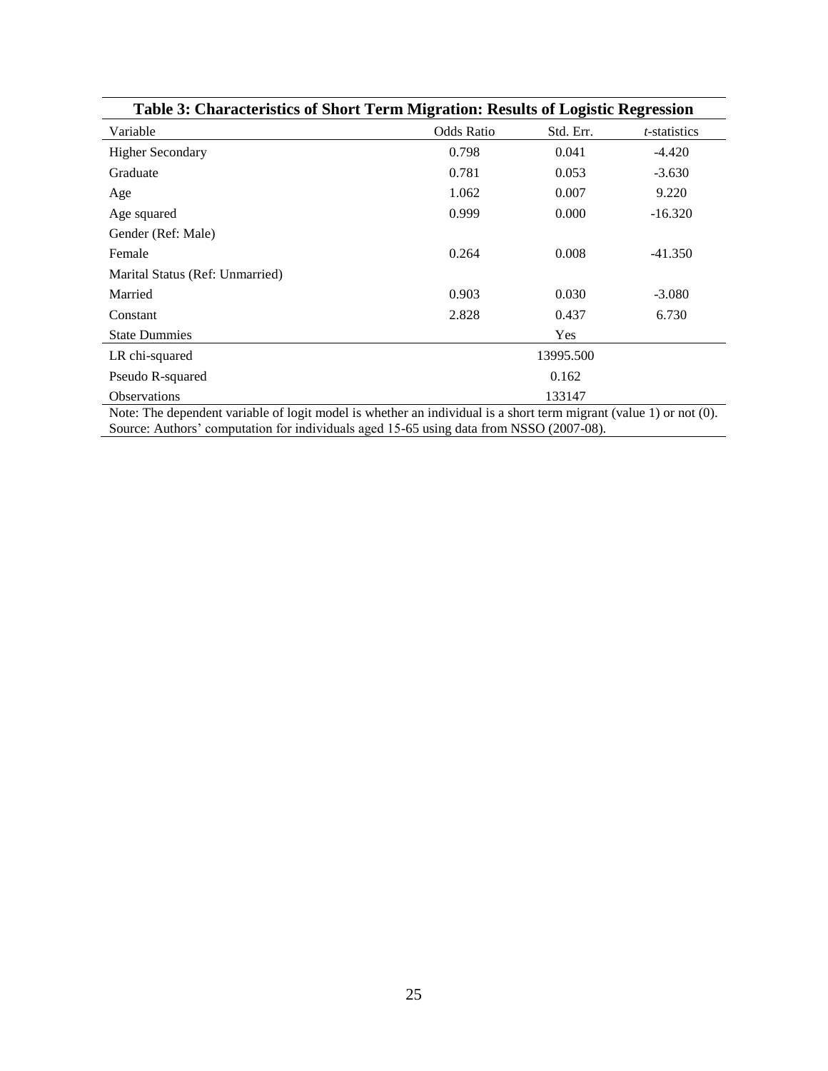**Table 3: Characteristics of Short Term Migration: Results of Logistic Regression**

| Variable | Odds Ratio | Std. Err. | *t*-statistics |
|---|---|---|---|
| Higher Secondary | 0.798 | 0.041 | -4.420 |
| Graduate | 0.781 | 0.053 | -3.630 |
| Age | 1.062 | 0.007 | 9.220 |
| Age squared | 0.999 | 0.000 | -16.320 |
| Gender (Ref: Male) | | | |
| Female | 0.264 | 0.008 | -41.350 |
| Marital Status (Ref: Unmarried) | | | |
| Married | 0.903 | 0.030 | -3.080 |
| Constant | 2.828 | 0.437 | 6.730 |
| State Dummies | | Yes | |
| LR chi-squared | | 13995.500 | |
| Pseudo R-squared | | 0.162 | |
| Observations | | 133147 | |

Note: The dependent variable of logit model is whether an individual is a short term migrant (value 1) or not (0).
Source: Authors' computation for individuals aged 15-65 using data from NSSO (2007-08).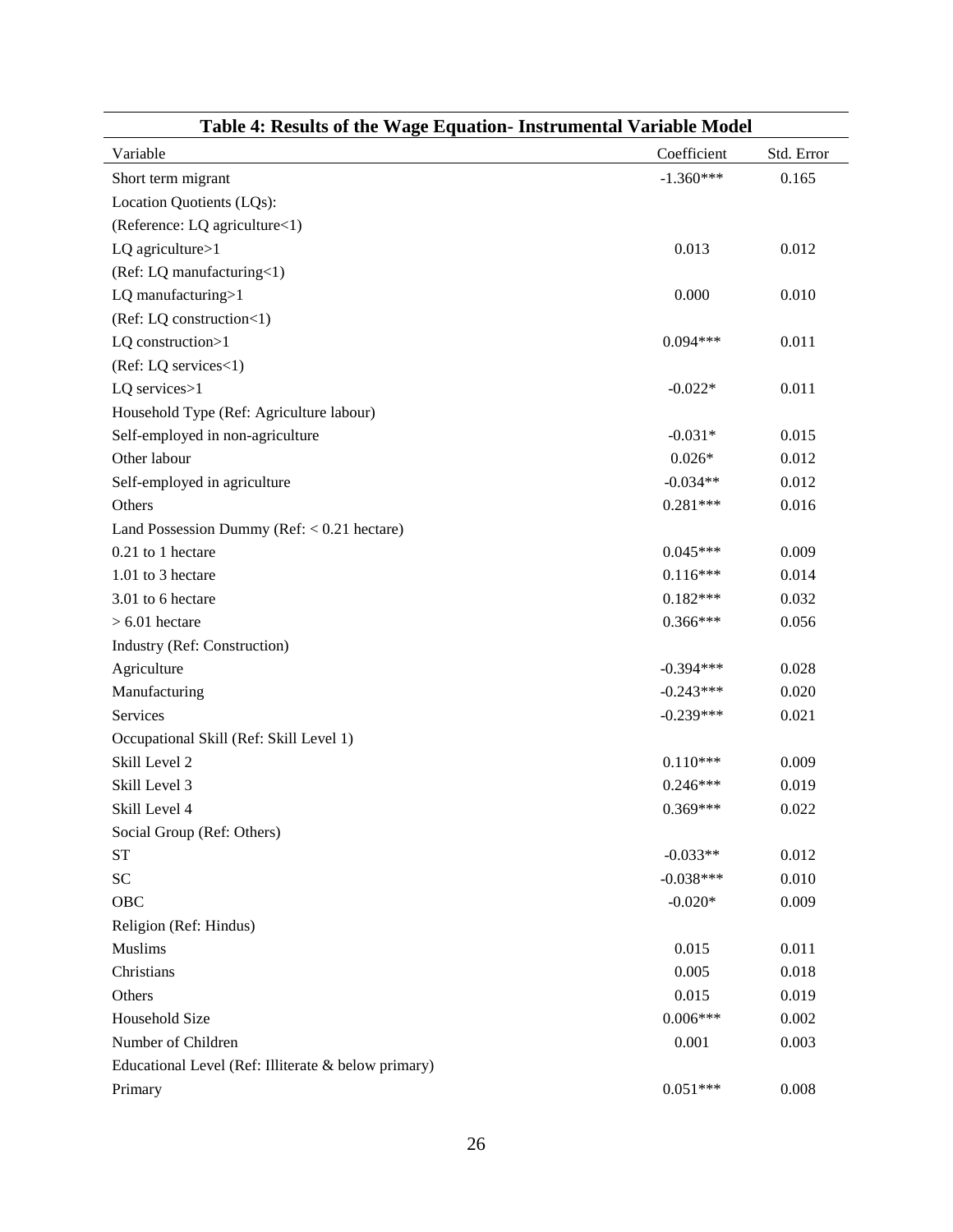**Table 4: Results of the Wage Equation- Instrumental Variable Model**

| Variable | Coefficient | Std. Error |
| --- | --- | --- |
| Short term migrant | -1.360*** | 0.165 |
| Location Quotients (LQs): | | |
| (Reference: LQ agriculture<1) | | |
| LQ agriculture>1 | 0.013 | 0.012 |
| (Ref: LQ manufacturing<1) | | |
| LQ manufacturing>1 | 0.000 | 0.010 |
| (Ref: LQ construction<1) | | |
| LQ construction>1 | 0.094*** | 0.011 |
| (Ref: LQ services<1) | | |
| LQ services>1 | -0.022* | 0.011 |
| Household Type (Ref: Agriculture labour) | | |
| Self-employed in non-agriculture | -0.031* | 0.015 |
| Other labour | 0.026* | 0.012 |
| Self-employed in agriculture | -0.034** | 0.012 |
| Others | 0.281*** | 0.016 |
| Land Possession Dummy (Ref: < 0.21 hectare) | | |
| 0.21 to 1 hectare | 0.045*** | 0.009 |
| 1.01 to 3 hectare | 0.116*** | 0.014 |
| 3.01 to 6 hectare | 0.182*** | 0.032 |
| > 6.01 hectare | 0.366*** | 0.056 |
| Industry (Ref: Construction) | | |
| Agriculture | -0.394*** | 0.028 |
| Manufacturing | -0.243*** | 0.020 |
| Services | -0.239*** | 0.021 |
| Occupational Skill (Ref: Skill Level 1) | | |
| Skill Level 2 | 0.110*** | 0.009 |
| Skill Level 3 | 0.246*** | 0.019 |
| Skill Level 4 | 0.369*** | 0.022 |
| Social Group (Ref: Others) | | |
| ST | -0.033** | 0.012 |
| SC | -0.038*** | 0.010 |
| OBC | -0.020* | 0.009 |
| Religion (Ref: Hindus) | | |
| Muslims | 0.015 | 0.011 |
| Christians | 0.005 | 0.018 |
| Others | 0.015 | 0.019 |
| Household Size | 0.006*** | 0.002 |
| Number of Children | 0.001 | 0.003 |
| Educational Level (Ref: Illiterate & below primary) | | |
| Primary | 0.051*** | 0.008 |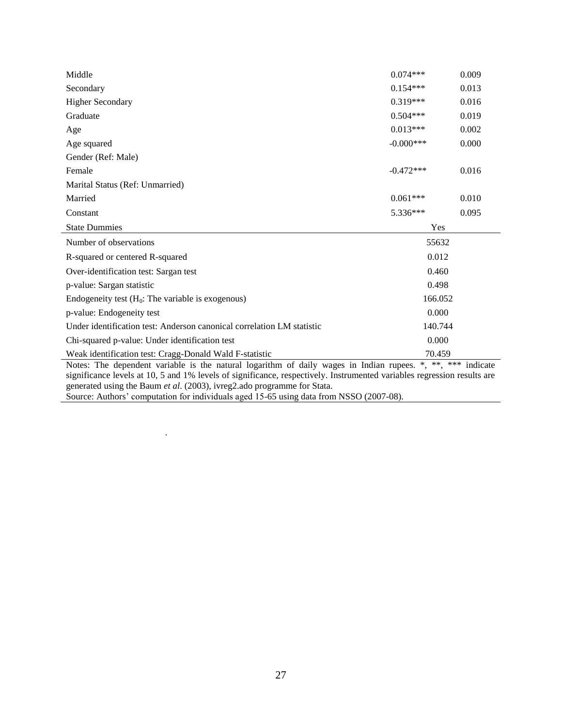| | | |
|---|---|---|
| Middle | 0.074*** | 0.009 |
| Secondary | 0.154*** | 0.013 |
| Higher Secondary | 0.319*** | 0.016 |
| Graduate | 0.504*** | 0.019 |
| Age | 0.013*** | 0.002 |
| Age squared | -0.000*** | 0.000 |
| Gender (Ref: Male) | | |
| Female | -0.472*** | 0.016 |
| Marital Status (Ref: Unmarried) | | |
| Married | 0.061*** | 0.010 |
| Constant | 5.336*** | 0.095 |
| State Dummies | Yes | |
| Number of observations | 55632 | |
| R-squared or centered R-squared | 0.012 | |
| Over-identification test: Sargan test | 0.460 | |
| p-value: Sargan statistic | 0.498 | |
| Endogeneity test ($H_0$: The variable is exogenous) | 166.052 | |
| p-value: Endogeneity test | 0.000 | |
| Under identification test: Anderson canonical correlation LM statistic | 140.744 | |
| Chi-squared p-value: Under identification test | 0.000 | |
| Weak identification test: Cragg-Donald Wald F-statistic | 70.459 | |

Notes: The dependent variable is the natural logarithm of daily wages in Indian rupees. *, **, *** indicate significance levels at 10, 5 and 1% levels of significance, respectively. Instrumented variables regression results are generated using the Baum *et al*. (2003), ivreg2.ado programme for Stata.

Source: Authors' computation for individuals aged 15-65 using data from NSSO (2007-08).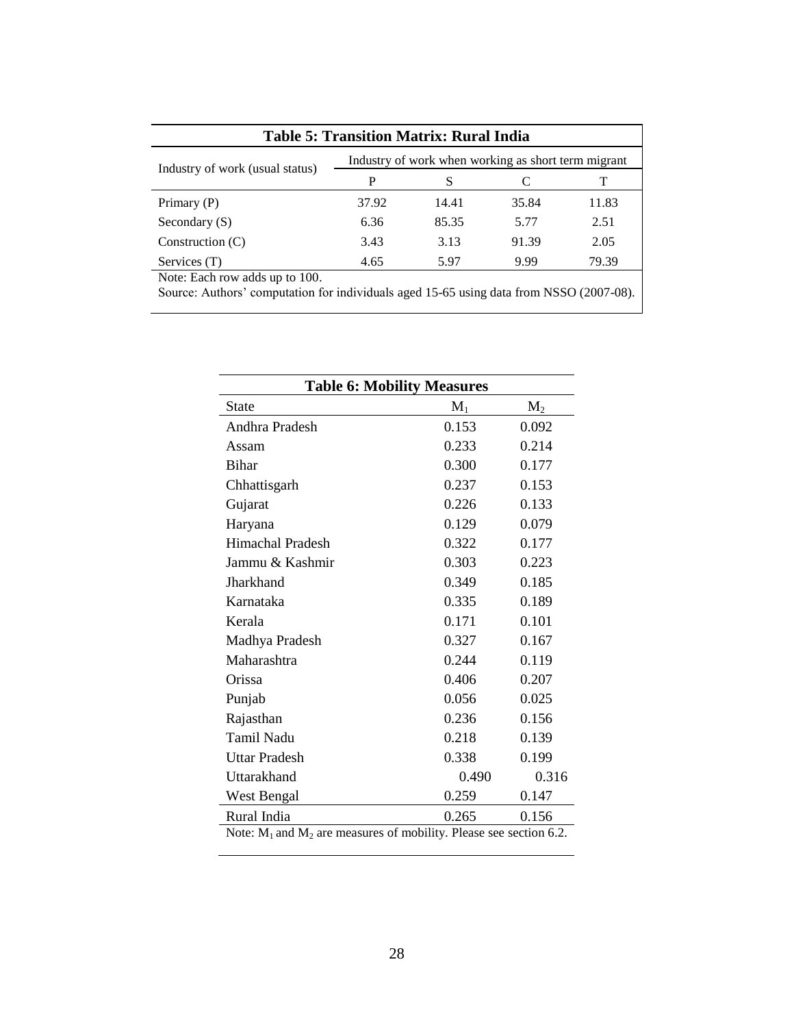**Table 5: Transition Matrix: Rural India**

| Industry of work (usual status) | Industry of work when working as short term migrant | | | |
|---|---|---|---|---|
| | P | S | C | T |
| Primary (P) | 37.92 | 14.41 | 35.84 | 11.83 |
| Secondary (S) | 6.36 | 85.35 | 5.77 | 2.51 |
| Construction (C) | 3.43 | 3.13 | 91.39 | 2.05 |
| Services (T) | 4.65 | 5.97 | 9.99 | 79.39 |

Note: Each row adds up to 100.
Source: Authors' computation for individuals aged 15-65 using data from NSSO (2007-08).

**Table 6: Mobility Measures**

| State | $M_1$ | $M_2$ |
|---|---|---|
| Andhra Pradesh | 0.153 | 0.092 |
| Assam | 0.233 | 0.214 |
| Bihar | 0.300 | 0.177 |
| Chhattisgarh | 0.237 | 0.153 |
| Gujarat | 0.226 | 0.133 |
| Haryana | 0.129 | 0.079 |
| Himachal Pradesh | 0.322 | 0.177 |
| Jammu & Kashmir | 0.303 | 0.223 |
| Jharkhand | 0.349 | 0.185 |
| Karnataka | 0.335 | 0.189 |
| Kerala | 0.171 | 0.101 |
| Madhya Pradesh | 0.327 | 0.167 |
| Maharashtra | 0.244 | 0.119 |
| Orissa | 0.406 | 0.207 |
| Punjab | 0.056 | 0.025 |
| Rajasthan | 0.236 | 0.156 |
| Tamil Nadu | 0.218 | 0.139 |
| Uttar Pradesh | 0.338 | 0.199 |
| Uttarakhand | 0.490 | 0.316 |
| West Bengal | 0.259 | 0.147 |
| Rural India | 0.265 | 0.156 |

Note: $M_1$ and $M_2$ are measures of mobility. Please see section 6.2.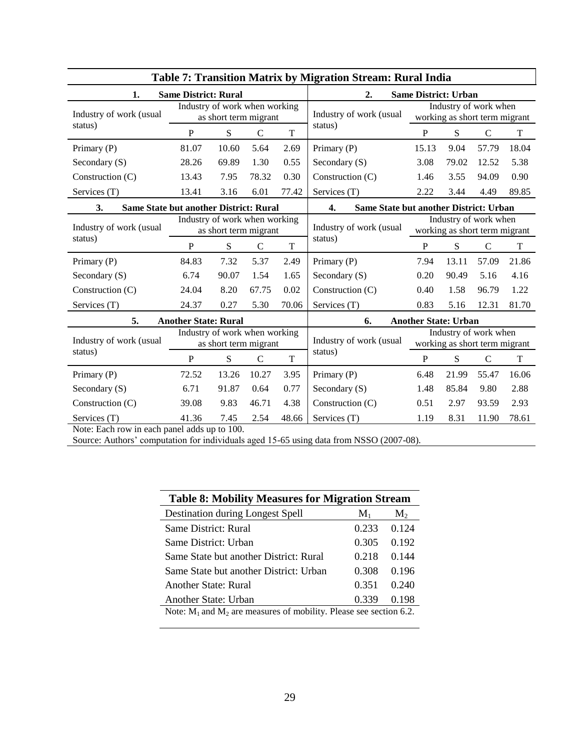**Table 7: Transition Matrix by Migration Stream: Rural India**

**1. Same District: Rural**

| Industry of work (usual status) | Industry of work when working as short term migrant | | | |
|---|---|---|---|---|
| | P | S | C | T |
| Primary (P) | 81.07 | 10.60 | 5.64 | 2.69 |
| Secondary (S) | 28.26 | 69.89 | 1.30 | 0.55 |
| Construction (C) | 13.43 | 7.95 | 78.32 | 0.30 |
| Services (T) | 13.41 | 3.16 | 6.01 | 77.42 |

**2. Same District: Urban**

| Industry of work (usual status) | Industry of work when working as short term migrant | | | |
|---|---|---|---|---|
| | P | S | C | T |
| Primary (P) | 15.13 | 9.04 | 57.79 | 18.04 |
| Secondary (S) | 3.08 | 79.02 | 12.52 | 5.38 |
| Construction (C) | 1.46 | 3.55 | 94.09 | 0.90 |
| Services (T) | 2.22 | 3.44 | 4.49 | 89.85 |

**3. Same State but another District: Rural**

| Industry of work (usual status) | Industry of work when working as short term migrant | | | |
|---|---|---|---|---|
| | P | S | C | T |
| Primary (P) | 84.83 | 7.32 | 5.37 | 2.49 |
| Secondary (S) | 6.74 | 90.07 | 1.54 | 1.65 |
| Construction (C) | 24.04 | 8.20 | 67.75 | 0.02 |
| Services (T) | 24.37 | 0.27 | 5.30 | 70.06 |

**4. Same State but another District: Urban**

| Industry of work (usual status) | Industry of work when working as short term migrant | | | |
|---|---|---|---|---|
| | P | S | C | T |
| Primary (P) | 7.94 | 13.11 | 57.09 | 21.86 |
| Secondary (S) | 0.20 | 90.49 | 5.16 | 4.16 |
| Construction (C) | 0.40 | 1.58 | 96.79 | 1.22 |
| Services (T) | 0.83 | 5.16 | 12.31 | 81.70 |

**5. Another State: Rural**

| Industry of work (usual status) | Industry of work when working as short term migrant | | | |
|---|---|---|---|---|
| | P | S | C | T |
| Primary (P) | 72.52 | 13.26 | 10.27 | 3.95 |
| Secondary (S) | 6.71 | 91.87 | 0.64 | 0.77 |
| Construction (C) | 39.08 | 9.83 | 46.71 | 4.38 |
| Services (T) | 41.36 | 7.45 | 2.54 | 48.66 |

**6. Another State: Urban**

| Industry of work (usual status) | Industry of work when working as short term migrant | | | |
|---|---|---|---|---|
| | P | S | C | T |
| Primary (P) | 6.48 | 21.99 | 55.47 | 16.06 |
| Secondary (S) | 1.48 | 85.84 | 9.80 | 2.88 |
| Construction (C) | 0.51 | 2.97 | 93.59 | 2.93 |
| Services (T) | 1.19 | 8.31 | 11.90 | 78.61 |

Note: Each row in each panel adds up to 100.

Source: Authors' computation for individuals aged 15-65 using data from NSSO (2007-08).

**Table 8: Mobility Measures for Migration Stream**

| Destination during Longest Spell | $M_1$ | $M_2$ |
|---|---|---|
| Same District: Rural | 0.233 | 0.124 |
| Same District: Urban | 0.305 | 0.192 |
| Same State but another District: Rural | 0.218 | 0.144 |
| Same State but another District: Urban | 0.308 | 0.196 |
| Another State: Rural | 0.351 | 0.240 |
| Another State: Urban | 0.339 | 0.198 |

Note: $M_1$ and $M_2$ are measures of mobility. Please see section 6.2.